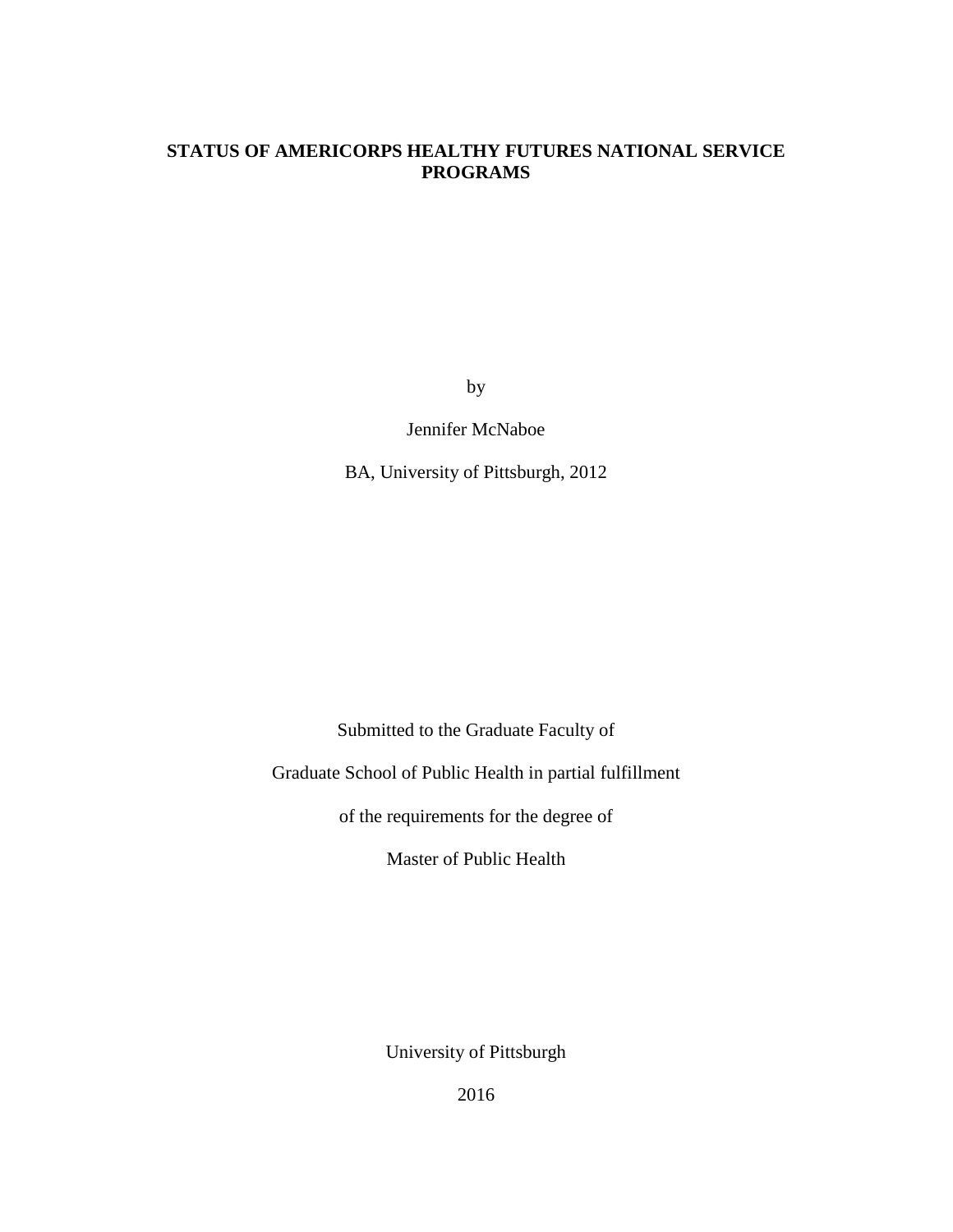# STATUS OF AMERICORPS HEALTHY FUTURES NATIONAL SERVICE PROGRAMS

by

Jennifer McNaboe

BA, University of Pittsburgh, 2012

Submitted to the Graduate Faculty of

Graduate School of Public Health in partial fulfillment

of the requirements for the degree of

Master of Public Health

University of Pittsburgh

2016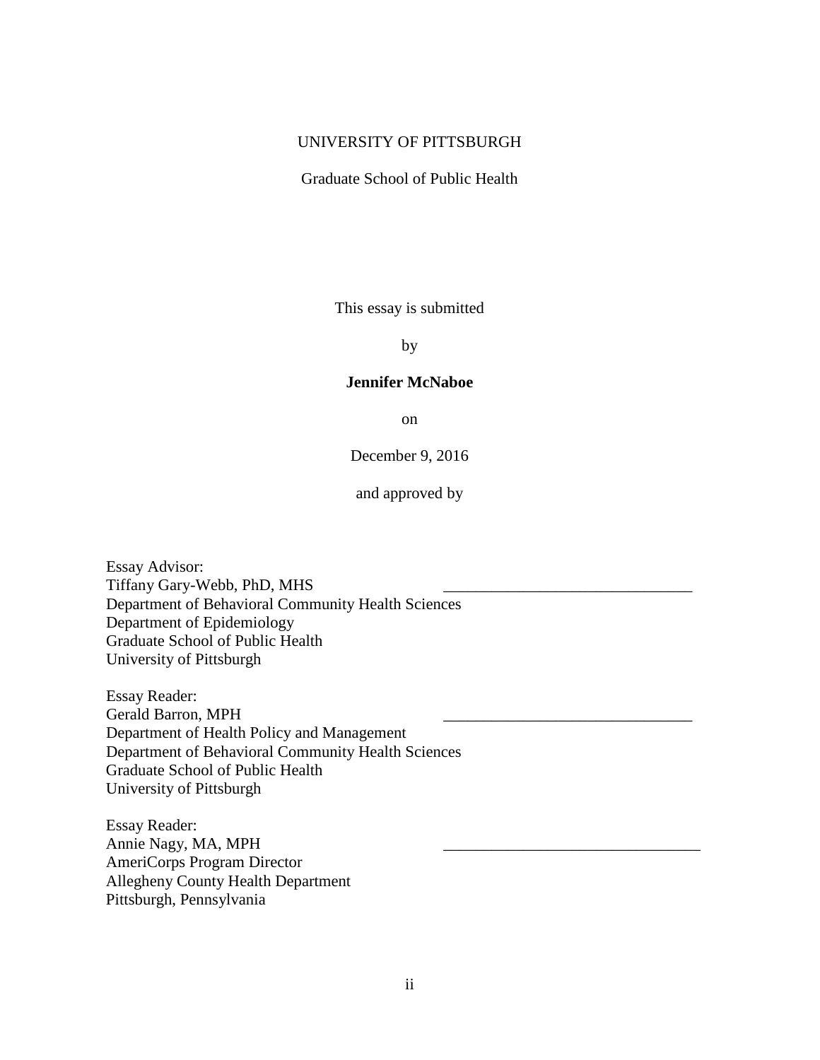UNIVERSITY OF PITTSBURGH

Graduate School of Public Health

This essay is submitted

by

**Jennifer McNaboe**

on

December 9, 2016

and approved by

Essay Advisor:
Tiffany Gary-Webb, PhD, MHS ______________________________
Department of Behavioral Community Health Sciences
Department of Epidemiology
Graduate School of Public Health
University of Pittsburgh

Essay Reader:
Gerald Barron, MPH ______________________________
Department of Health Policy and Management
Department of Behavioral Community Health Sciences
Graduate School of Public Health
University of Pittsburgh

Essay Reader:
Annie Nagy, MA, MPH ______________________________
AmeriCorps Program Director
Allegheny County Health Department
Pittsburgh, Pennsylvania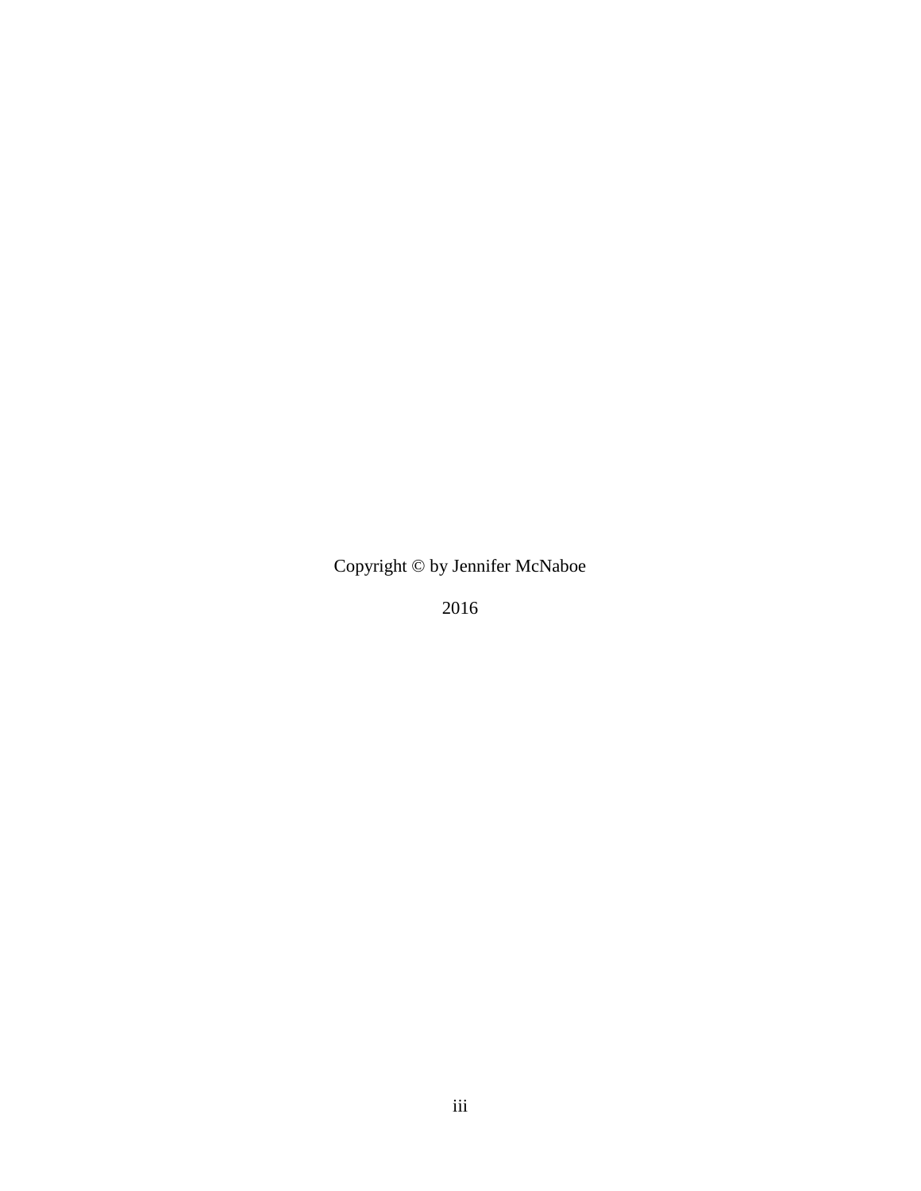Copyright © by Jennifer McNaboe

2016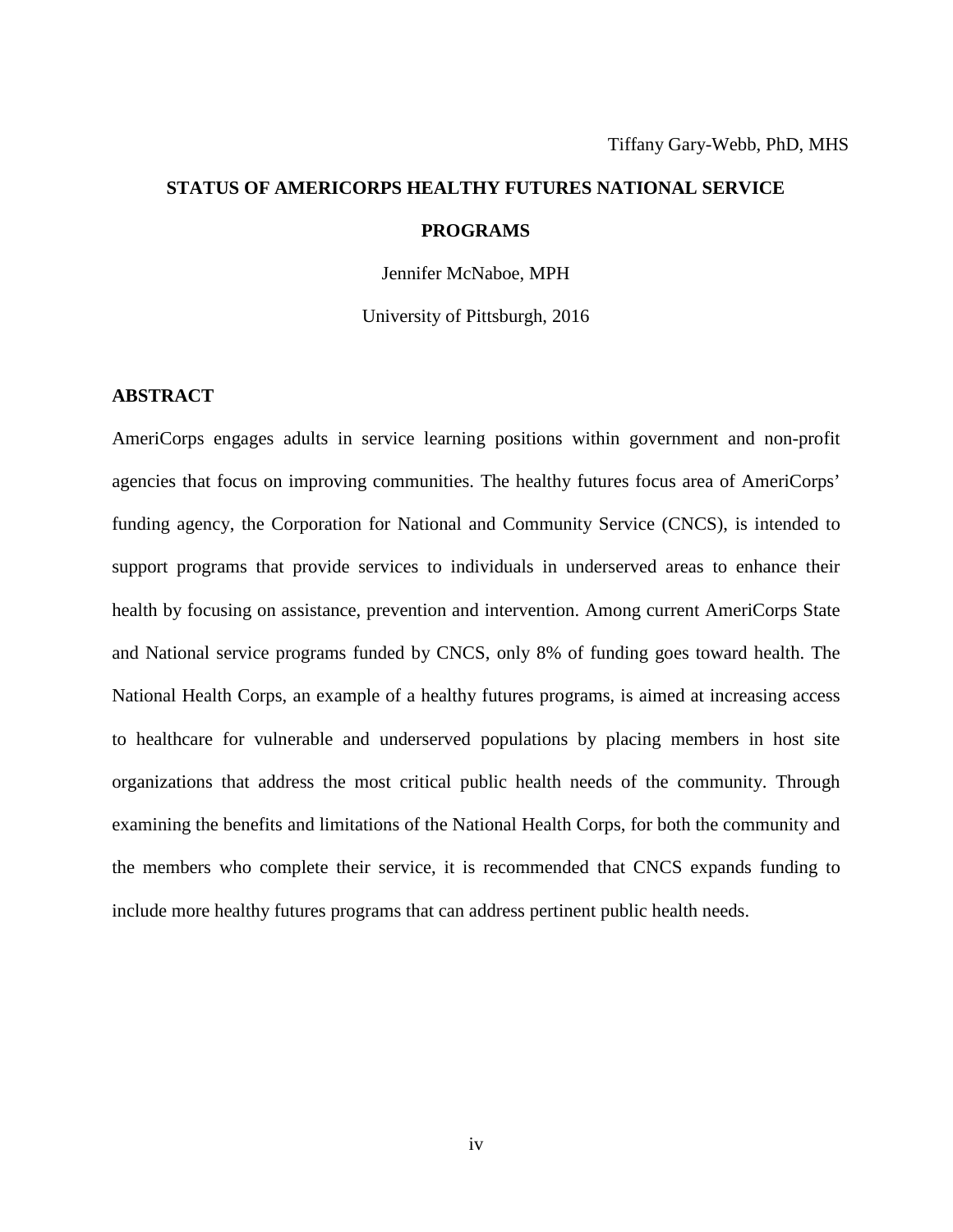Tiffany Gary-Webb, PhD, MHS

# STATUS OF AMERICORPS HEALTHY FUTURES NATIONAL SERVICE PROGRAMS

Jennifer McNaboe, MPH

University of Pittsburgh, 2016

## ABSTRACT

AmeriCorps engages adults in service learning positions within government and non-profit agencies that focus on improving communities. The healthy futures focus area of AmeriCorps' funding agency, the Corporation for National and Community Service (CNCS), is intended to support programs that provide services to individuals in underserved areas to enhance their health by focusing on assistance, prevention and intervention. Among current AmeriCorps State and National service programs funded by CNCS, only 8% of funding goes toward health. The National Health Corps, an example of a healthy futures programs, is aimed at increasing access to healthcare for vulnerable and underserved populations by placing members in host site organizations that address the most critical public health needs of the community. Through examining the benefits and limitations of the National Health Corps, for both the community and the members who complete their service, it is recommended that CNCS expands funding to include more healthy futures programs that can address pertinent public health needs.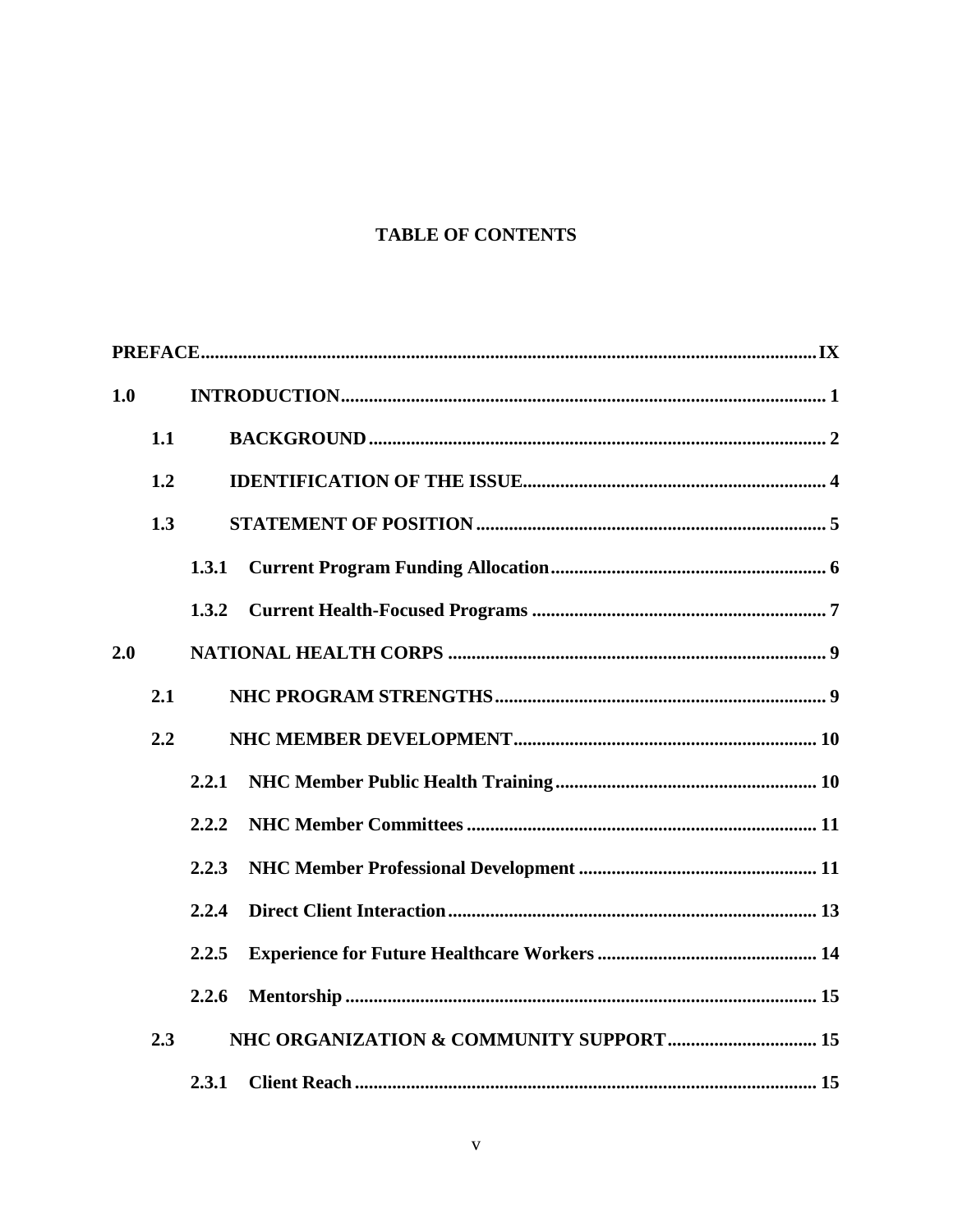# TABLE OF CONTENTS

**PREFACE** .......... **IX**

**1.0 INTRODUCTION** .......... **1**

- **1.1 BACKGROUND** .......... **2**
- **1.2 IDENTIFICATION OF THE ISSUE** .......... **4**
- **1.3 STATEMENT OF POSITION** .......... **5**
  - **1.3.1 Current Program Funding Allocation** .......... **6**
  - **1.3.2 Current Health-Focused Programs** .......... **7**

**2.0 NATIONAL HEALTH CORPS** .......... **9**

- **2.1 NHC PROGRAM STRENGTHS** .......... **9**
- **2.2 NHC MEMBER DEVELOPMENT** .......... **10**
  - **2.2.1 NHC Member Public Health Training** .......... **10**
  - **2.2.2 NHC Member Committees** .......... **11**
  - **2.2.3 NHC Member Professional Development** .......... **11**
  - **2.2.4 Direct Client Interaction** .......... **13**
  - **2.2.5 Experience for Future Healthcare Workers** .......... **14**
  - **2.2.6 Mentorship** .......... **15**
- **2.3 NHC ORGANIZATION & COMMUNITY SUPPORT** .......... **15**
  - **2.3.1 Client Reach** .......... **15**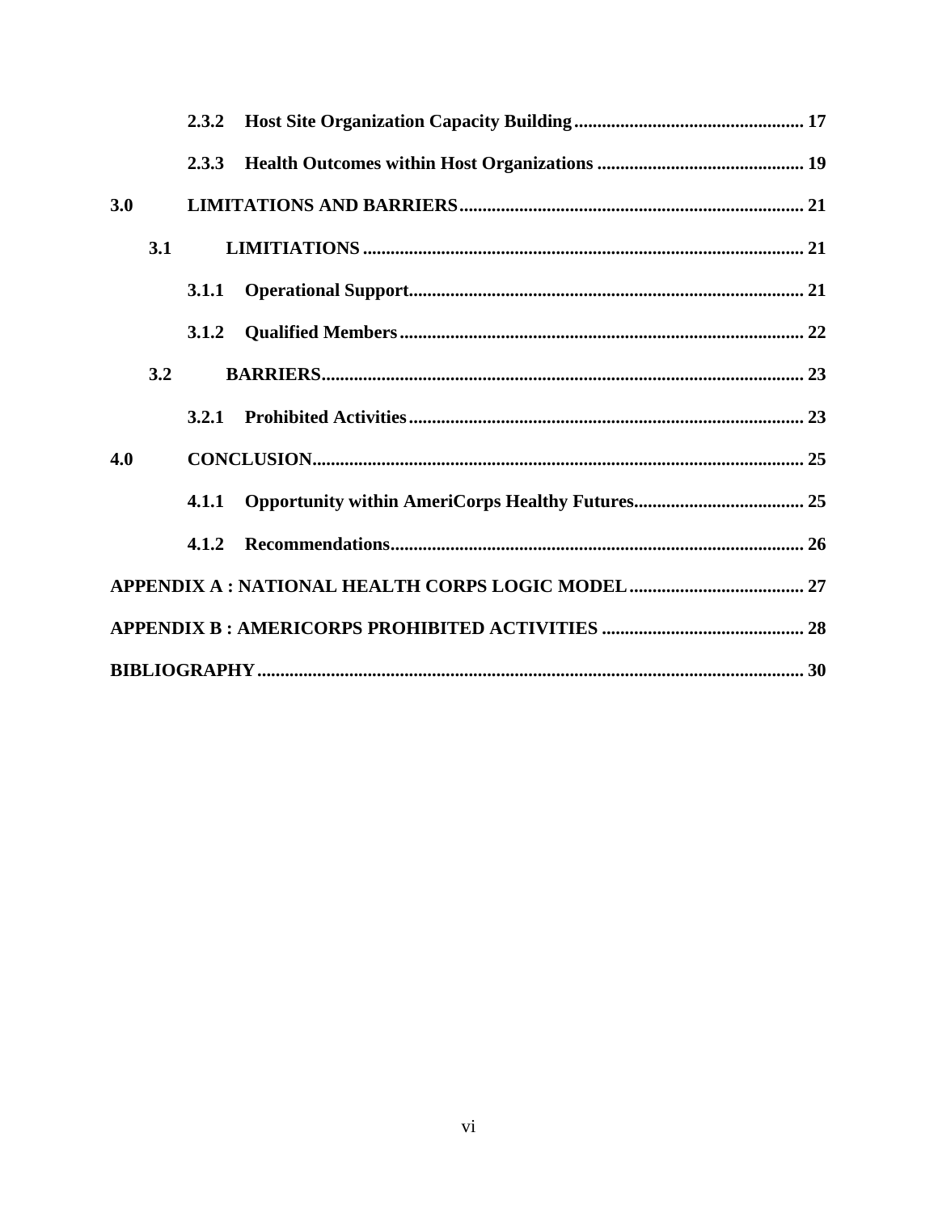**2.3.2 Host Site Organization Capacity Building ... 17**

**2.3.3 Health Outcomes within Host Organizations ... 19**

**3.0 LIMITATIONS AND BARRIERS ... 21**

**3.1 LIMITIATIONS ... 21**

**3.1.1 Operational Support ... 21**

**3.1.2 Qualified Members ... 22**

**3.2 BARRIERS ... 23**

**3.2.1 Prohibited Activities ... 23**

**4.0 CONCLUSION ... 25**

**4.1.1 Opportunity within AmeriCorps Healthy Futures ... 25**

**4.1.2 Recommendations ... 26**

**APPENDIX A : NATIONAL HEALTH CORPS LOGIC MODEL ... 27**

**APPENDIX B : AMERICORPS PROHIBITED ACTIVITIES ... 28**

**BIBLIOGRAPHY ... 30**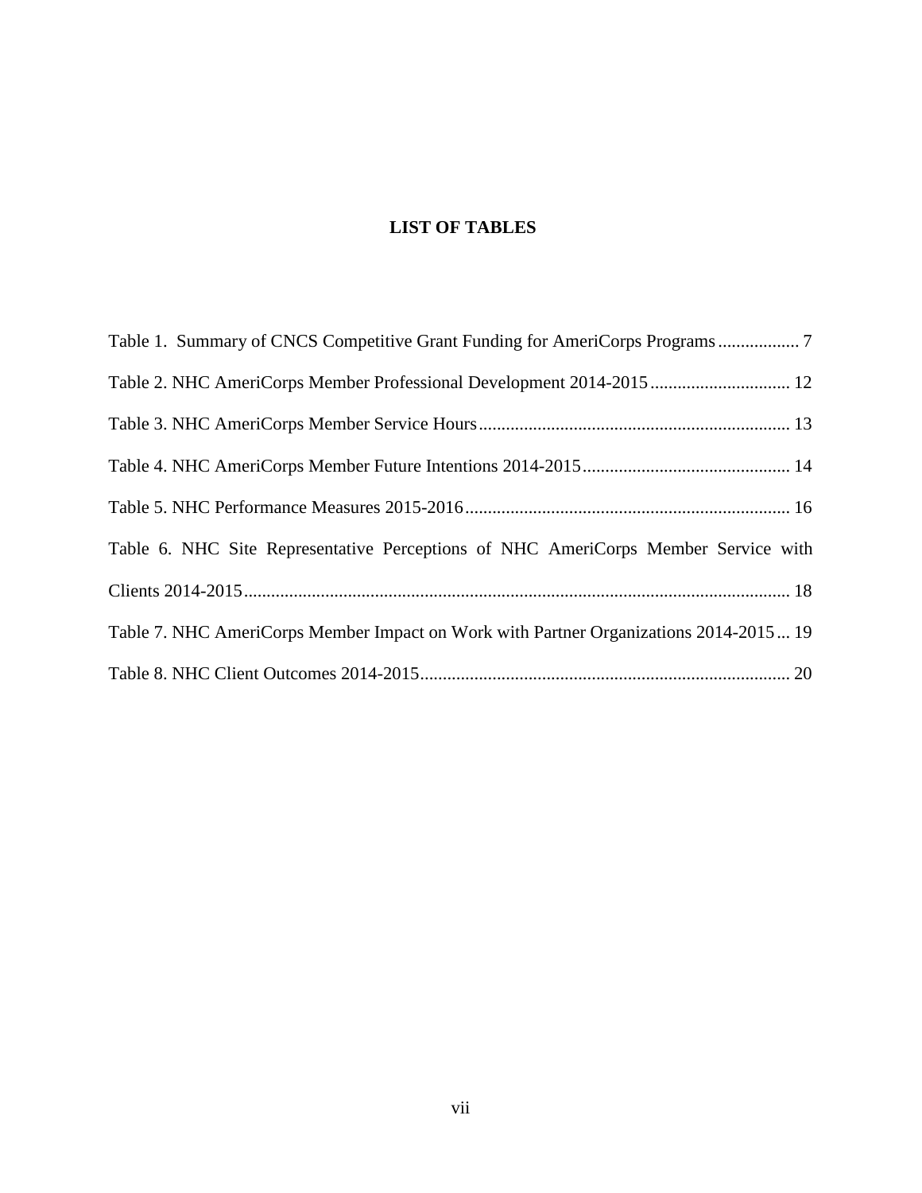# LIST OF TABLES

Table 1. Summary of CNCS Competitive Grant Funding for AmeriCorps Programs .................. 7

Table 2. NHC AmeriCorps Member Professional Development 2014-2015 ............................... 12

Table 3. NHC AmeriCorps Member Service Hours ..................................................................... 13

Table 4. NHC AmeriCorps Member Future Intentions 2014-2015 .............................................. 14

Table 5. NHC Performance Measures 2015-2016 ........................................................................ 16

Table 6. NHC Site Representative Perceptions of NHC AmeriCorps Member Service with Clients 2014-2015 ........................................................................................................................ 18

Table 7. NHC AmeriCorps Member Impact on Work with Partner Organizations 2014-2015 ... 19

Table 8. NHC Client Outcomes 2014-2015 .................................................................................. 20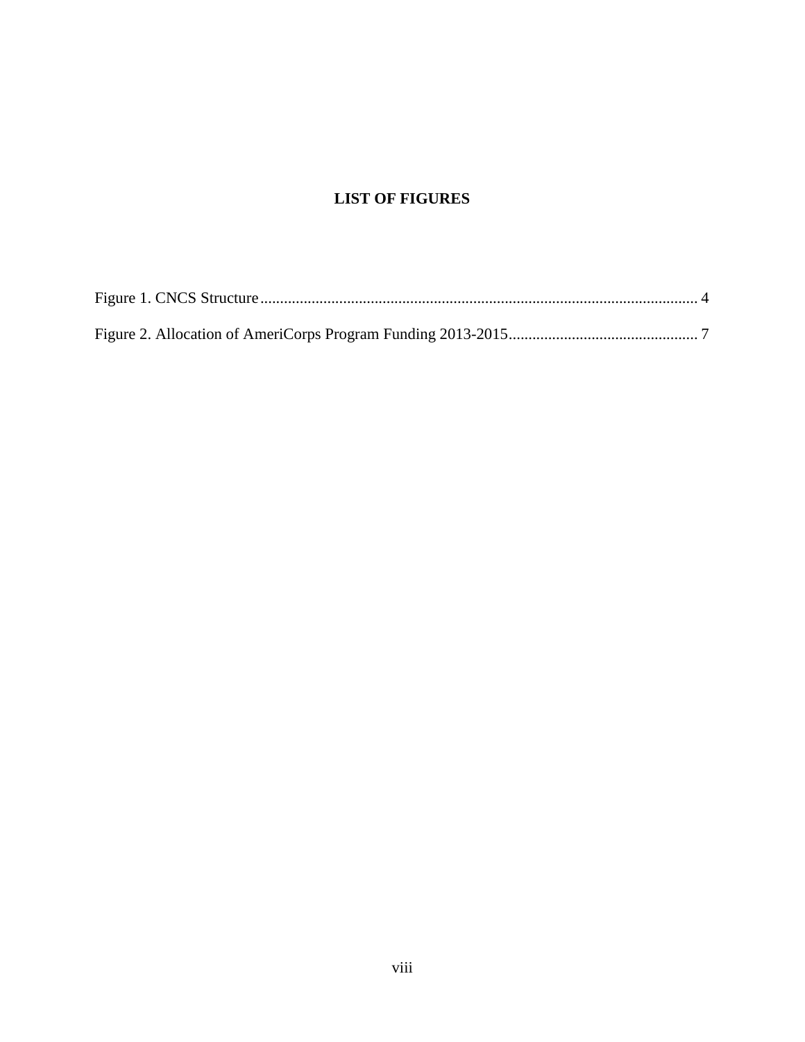# LIST OF FIGURES

Figure 1. CNCS Structure.............................................................................................................. 4

Figure 2. Allocation of AmeriCorps Program Funding 2013-2015................................................ 7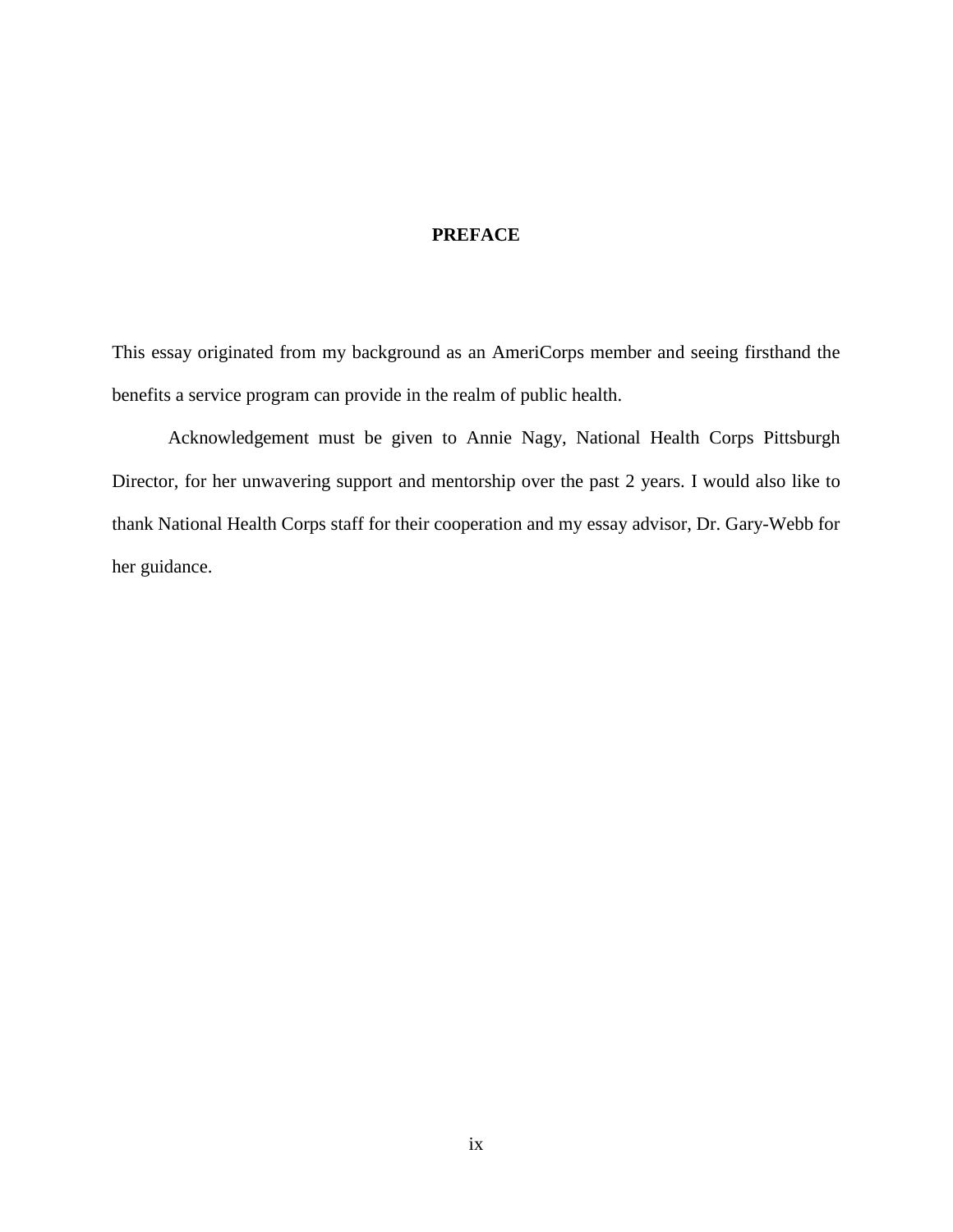# PREFACE

This essay originated from my background as an AmeriCorps member and seeing firsthand the benefits a service program can provide in the realm of public health.

Acknowledgement must be given to Annie Nagy, National Health Corps Pittsburgh Director, for her unwavering support and mentorship over the past 2 years. I would also like to thank National Health Corps staff for their cooperation and my essay advisor, Dr. Gary-Webb for her guidance.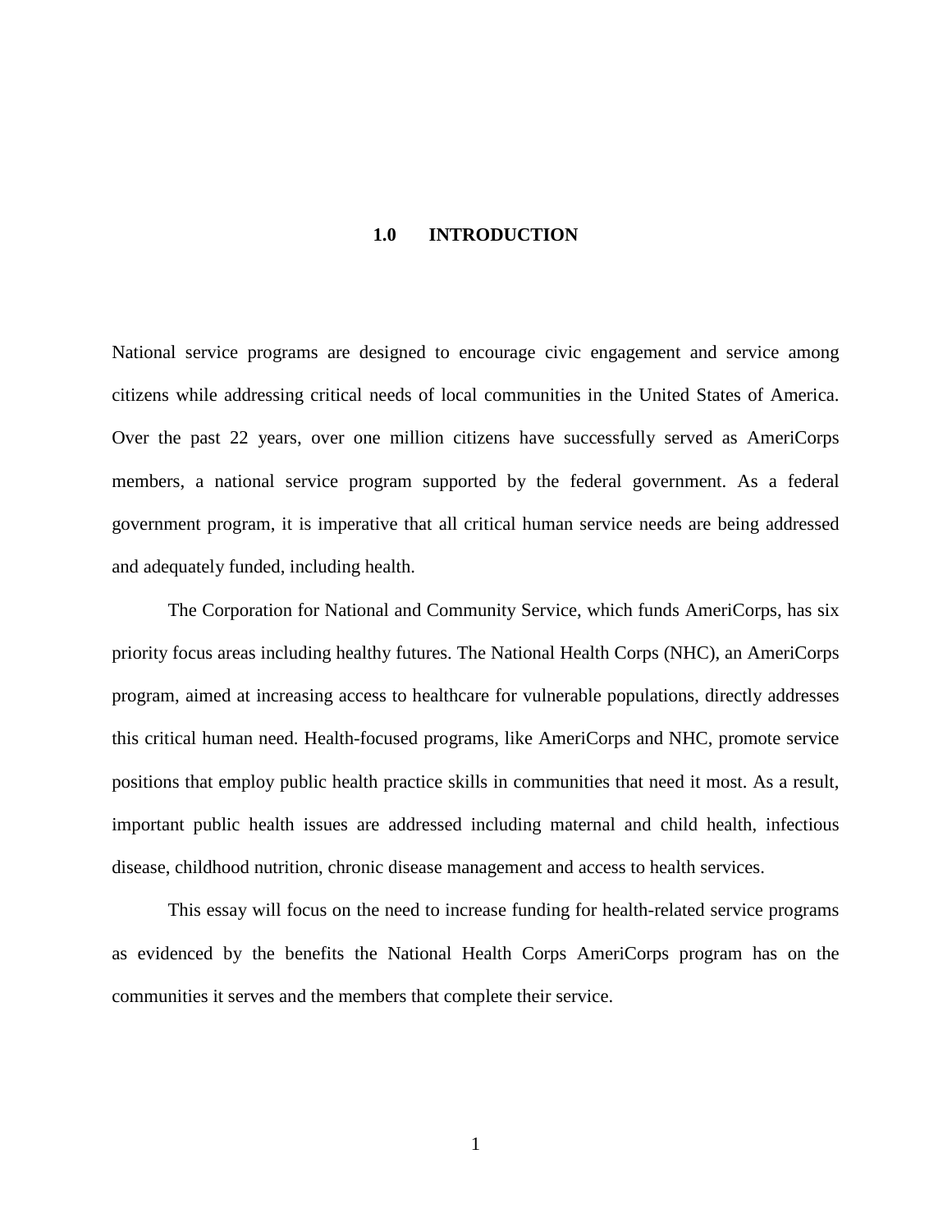# 1.0 INTRODUCTION

National service programs are designed to encourage civic engagement and service among citizens while addressing critical needs of local communities in the United States of America. Over the past 22 years, over one million citizens have successfully served as AmeriCorps members, a national service program supported by the federal government. As a federal government program, it is imperative that all critical human service needs are being addressed and adequately funded, including health.

The Corporation for National and Community Service, which funds AmeriCorps, has six priority focus areas including healthy futures. The National Health Corps (NHC), an AmeriCorps program, aimed at increasing access to healthcare for vulnerable populations, directly addresses this critical human need. Health-focused programs, like AmeriCorps and NHC, promote service positions that employ public health practice skills in communities that need it most. As a result, important public health issues are addressed including maternal and child health, infectious disease, childhood nutrition, chronic disease management and access to health services.

This essay will focus on the need to increase funding for health-related service programs as evidenced by the benefits the National Health Corps AmeriCorps program has on the communities it serves and the members that complete their service.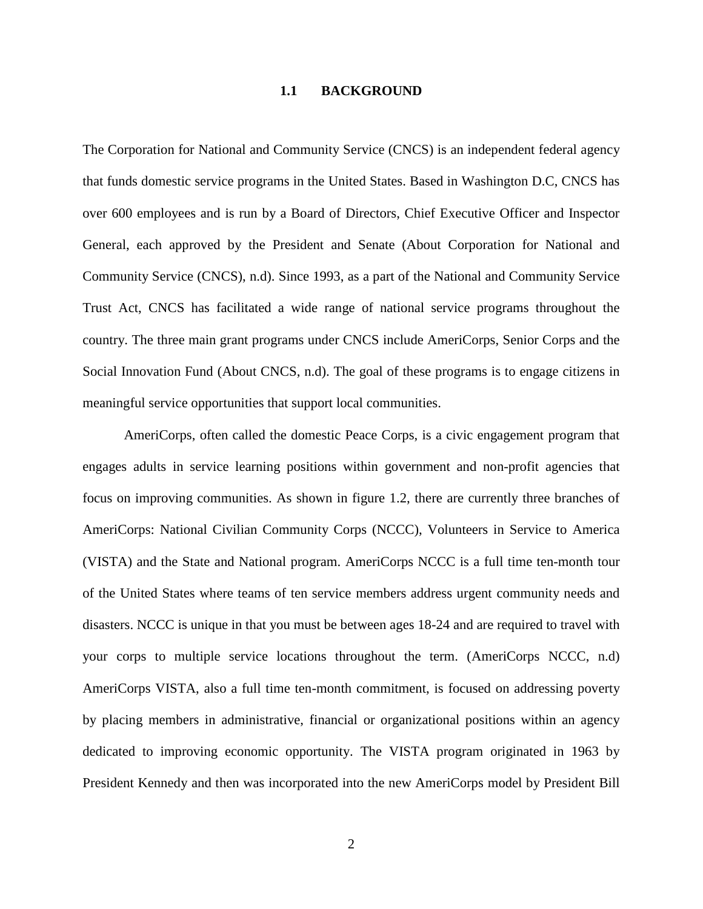## 1.1 BACKGROUND

The Corporation for National and Community Service (CNCS) is an independent federal agency that funds domestic service programs in the United States. Based in Washington D.C, CNCS has over 600 employees and is run by a Board of Directors, Chief Executive Officer and Inspector General, each approved by the President and Senate (About Corporation for National and Community Service (CNCS), n.d). Since 1993, as a part of the National and Community Service Trust Act, CNCS has facilitated a wide range of national service programs throughout the country. The three main grant programs under CNCS include AmeriCorps, Senior Corps and the Social Innovation Fund (About CNCS, n.d). The goal of these programs is to engage citizens in meaningful service opportunities that support local communities.

AmeriCorps, often called the domestic Peace Corps, is a civic engagement program that engages adults in service learning positions within government and non-profit agencies that focus on improving communities. As shown in figure 1.2, there are currently three branches of AmeriCorps: National Civilian Community Corps (NCCC), Volunteers in Service to America (VISTA) and the State and National program. AmeriCorps NCCC is a full time ten-month tour of the United States where teams of ten service members address urgent community needs and disasters. NCCC is unique in that you must be between ages 18-24 and are required to travel with your corps to multiple service locations throughout the term. (AmeriCorps NCCC, n.d) AmeriCorps VISTA, also a full time ten-month commitment, is focused on addressing poverty by placing members in administrative, financial or organizational positions within an agency dedicated to improving economic opportunity. The VISTA program originated in 1963 by President Kennedy and then was incorporated into the new AmeriCorps model by President Bill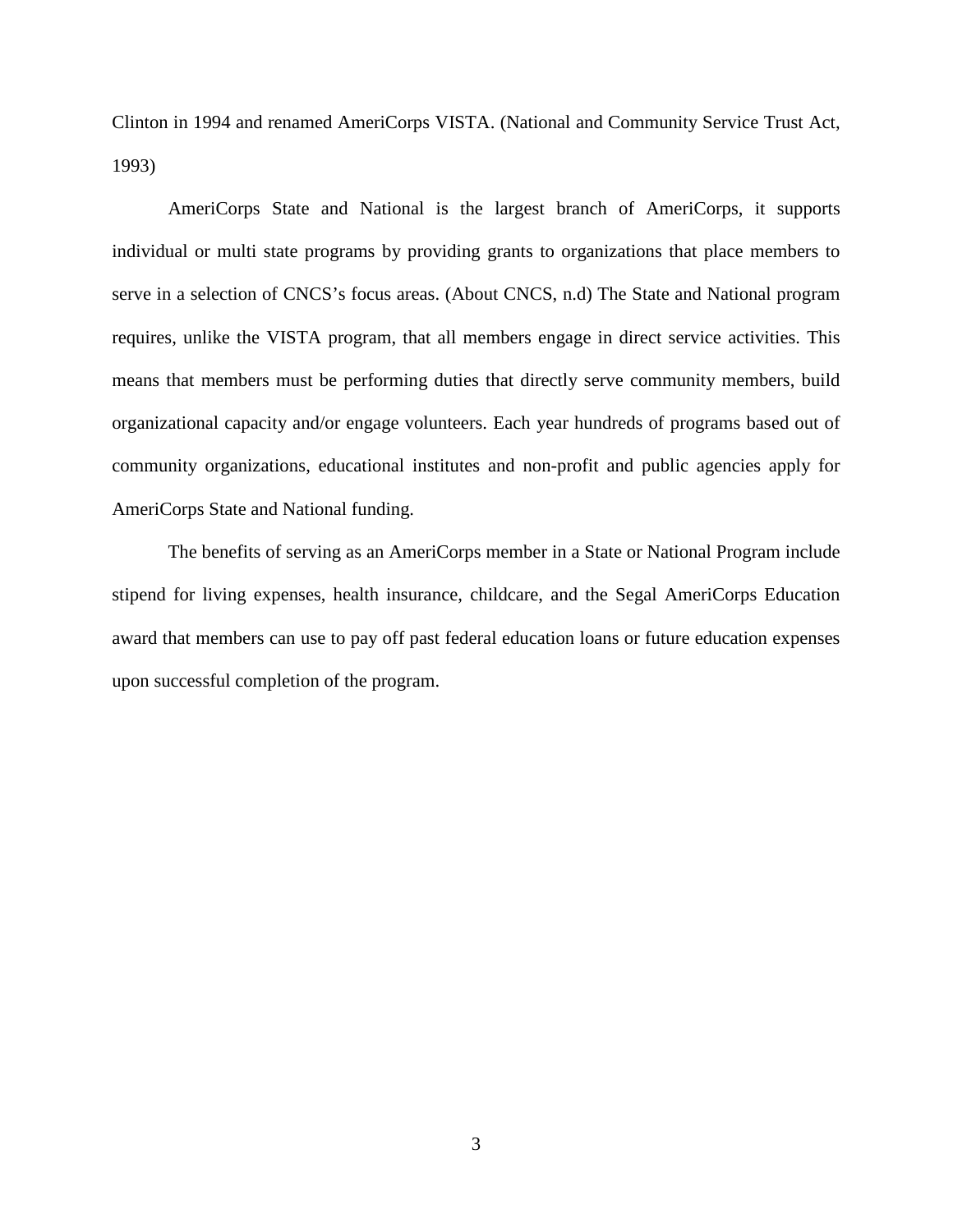Clinton in 1994 and renamed AmeriCorps VISTA. (National and Community Service Trust Act, 1993)

AmeriCorps State and National is the largest branch of AmeriCorps, it supports individual or multi state programs by providing grants to organizations that place members to serve in a selection of CNCS's focus areas. (About CNCS, n.d) The State and National program requires, unlike the VISTA program, that all members engage in direct service activities. This means that members must be performing duties that directly serve community members, build organizational capacity and/or engage volunteers. Each year hundreds of programs based out of community organizations, educational institutes and non-profit and public agencies apply for AmeriCorps State and National funding.

The benefits of serving as an AmeriCorps member in a State or National Program include stipend for living expenses, health insurance, childcare, and the Segal AmeriCorps Education award that members can use to pay off past federal education loans or future education expenses upon successful completion of the program.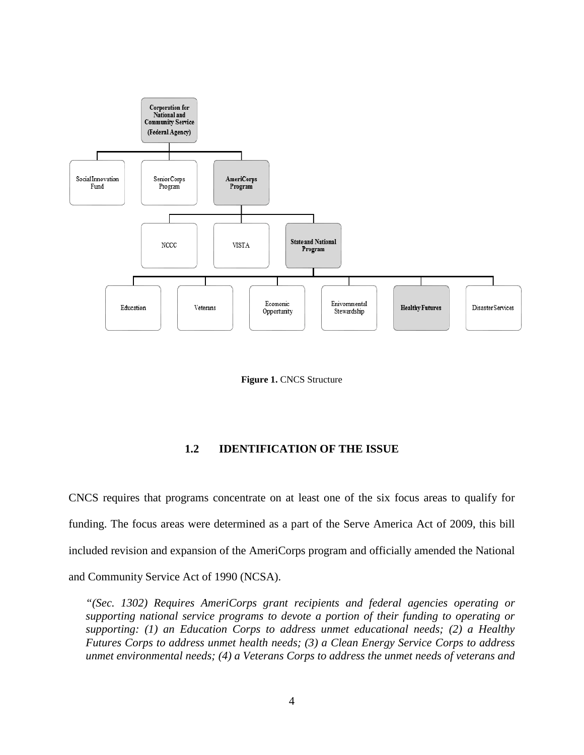**Figure 1.** CNCS Structure

## 1.2 IDENTIFICATION OF THE ISSUE

CNCS requires that programs concentrate on at least one of the six focus areas to qualify for funding. The focus areas were determined as a part of the Serve America Act of 2009, this bill included revision and expansion of the AmeriCorps program and officially amended the National and Community Service Act of 1990 (NCSA).

> *"(Sec. 1302) Requires AmeriCorps grant recipients and federal agencies operating or supporting national service programs to devote a portion of their funding to operating or supporting: (1) an Education Corps to address unmet educational needs; (2) a Healthy Futures Corps to address unmet health needs; (3) a Clean Energy Service Corps to address unmet environmental needs; (4) a Veterans Corps to address the unmet needs of veterans and*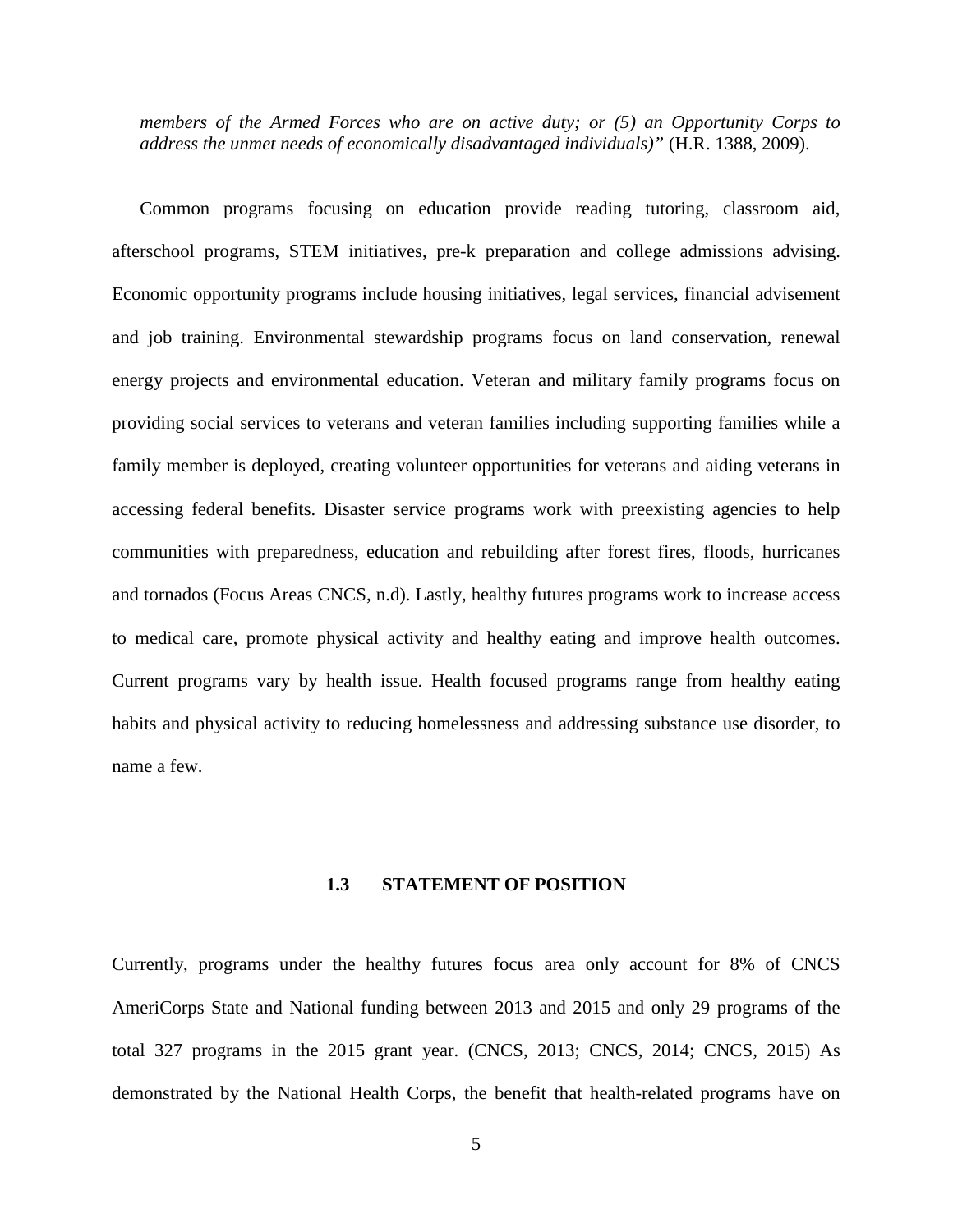*members of the Armed Forces who are on active duty; or (5) an Opportunity Corps to address the unmet needs of economically disadvantaged individuals)"* (H.R. 1388, 2009).

Common programs focusing on education provide reading tutoring, classroom aid, afterschool programs, STEM initiatives, pre-k preparation and college admissions advising. Economic opportunity programs include housing initiatives, legal services, financial advisement and job training. Environmental stewardship programs focus on land conservation, renewal energy projects and environmental education. Veteran and military family programs focus on providing social services to veterans and veteran families including supporting families while a family member is deployed, creating volunteer opportunities for veterans and aiding veterans in accessing federal benefits. Disaster service programs work with preexisting agencies to help communities with preparedness, education and rebuilding after forest fires, floods, hurricanes and tornados (Focus Areas CNCS, n.d). Lastly, healthy futures programs work to increase access to medical care, promote physical activity and healthy eating and improve health outcomes. Current programs vary by health issue. Health focused programs range from healthy eating habits and physical activity to reducing homelessness and addressing substance use disorder, to name a few.

### 1.3 STATEMENT OF POSITION

Currently, programs under the healthy futures focus area only account for 8% of CNCS AmeriCorps State and National funding between 2013 and 2015 and only 29 programs of the total 327 programs in the 2015 grant year. (CNCS, 2013; CNCS, 2014; CNCS, 2015) As demonstrated by the National Health Corps, the benefit that health-related programs have on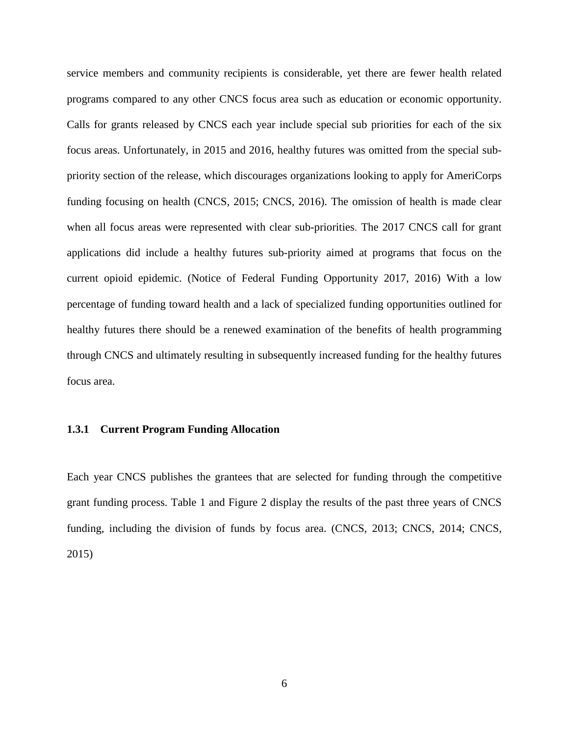service members and community recipients is considerable, yet there are fewer health related programs compared to any other CNCS focus area such as education or economic opportunity. Calls for grants released by CNCS each year include special sub priorities for each of the six focus areas. Unfortunately, in 2015 and 2016, healthy futures was omitted from the special sub-priority section of the release, which discourages organizations looking to apply for AmeriCorps funding focusing on health (CNCS, 2015; CNCS, 2016). The omission of health is made clear when all focus areas were represented with clear sub-priorities. The 2017 CNCS call for grant applications did include a healthy futures sub-priority aimed at programs that focus on the current opioid epidemic. (Notice of Federal Funding Opportunity 2017, 2016) With a low percentage of funding toward health and a lack of specialized funding opportunities outlined for healthy futures there should be a renewed examination of the benefits of health programming through CNCS and ultimately resulting in subsequently increased funding for the healthy futures focus area.

### 1.3.1 Current Program Funding Allocation

Each year CNCS publishes the grantees that are selected for funding through the competitive grant funding process. Table 1 and Figure 2 display the results of the past three years of CNCS funding, including the division of funds by focus area. (CNCS, 2013; CNCS, 2014; CNCS, 2015)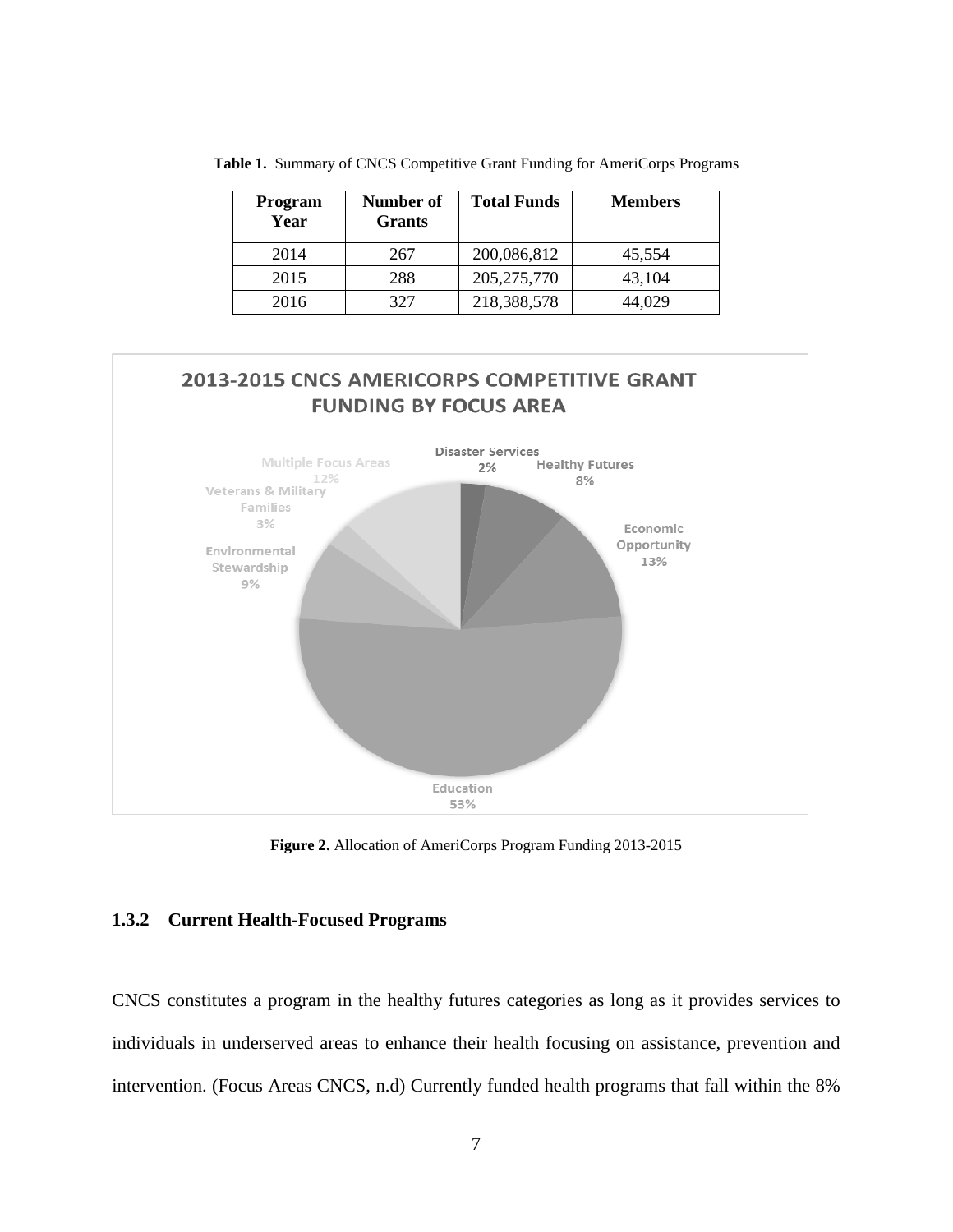**Table 1.** Summary of CNCS Competitive Grant Funding for AmeriCorps Programs

| Program Year | Number of Grants | Total Funds | Members |
|---|---|---|---|
| 2014 | 267 | 200,086,812 | 45,554 |
| 2015 | 288 | 205,275,770 | 43,104 |
| 2016 | 327 | 218,388,578 | 44,029 |

**Figure 2.** Allocation of AmeriCorps Program Funding 2013-2015

### 1.3.2 Current Health-Focused Programs

CNCS constitutes a program in the healthy futures categories as long as it provides services to individuals in underserved areas to enhance their health focusing on assistance, prevention and intervention. (Focus Areas CNCS, n.d) Currently funded health programs that fall within the 8%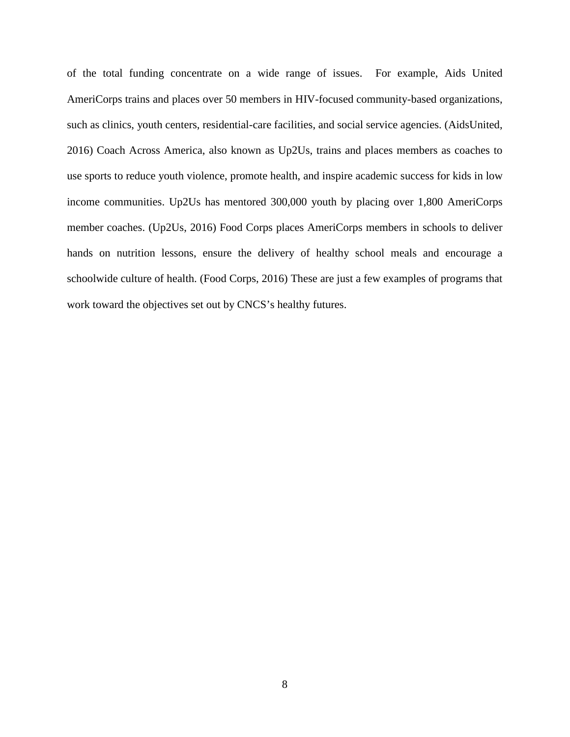of the total funding concentrate on a wide range of issues.  For example, Aids United AmeriCorps trains and places over 50 members in HIV-focused community-based organizations, such as clinics, youth centers, residential-care facilities, and social service agencies. (AidsUnited, 2016) Coach Across America, also known as Up2Us, trains and places members as coaches to use sports to reduce youth violence, promote health, and inspire academic success for kids in low income communities. Up2Us has mentored 300,000 youth by placing over 1,800 AmeriCorps member coaches. (Up2Us, 2016) Food Corps places AmeriCorps members in schools to deliver hands on nutrition lessons, ensure the delivery of healthy school meals and encourage a schoolwide culture of health. (Food Corps, 2016) These are just a few examples of programs that work toward the objectives set out by CNCS's healthy futures.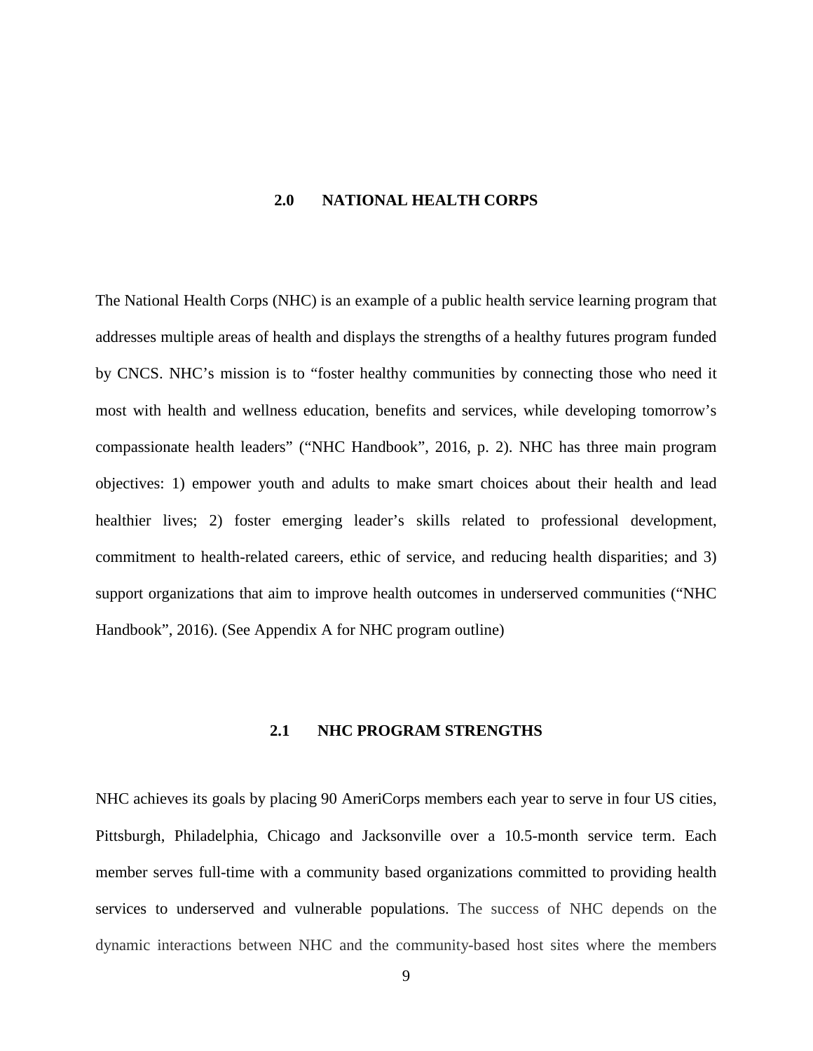# 2.0 NATIONAL HEALTH CORPS

The National Health Corps (NHC) is an example of a public health service learning program that addresses multiple areas of health and displays the strengths of a healthy futures program funded by CNCS. NHC's mission is to "foster healthy communities by connecting those who need it most with health and wellness education, benefits and services, while developing tomorrow's compassionate health leaders" ("NHC Handbook", 2016, p. 2). NHC has three main program objectives: 1) empower youth and adults to make smart choices about their health and lead healthier lives; 2) foster emerging leader's skills related to professional development, commitment to health-related careers, ethic of service, and reducing health disparities; and 3) support organizations that aim to improve health outcomes in underserved communities ("NHC Handbook", 2016). (See Appendix A for NHC program outline)

## 2.1 NHC PROGRAM STRENGTHS

NHC achieves its goals by placing 90 AmeriCorps members each year to serve in four US cities, Pittsburgh, Philadelphia, Chicago and Jacksonville over a 10.5-month service term. Each member serves full-time with a community based organizations committed to providing health services to underserved and vulnerable populations. The success of NHC depends on the dynamic interactions between NHC and the community-based host sites where the members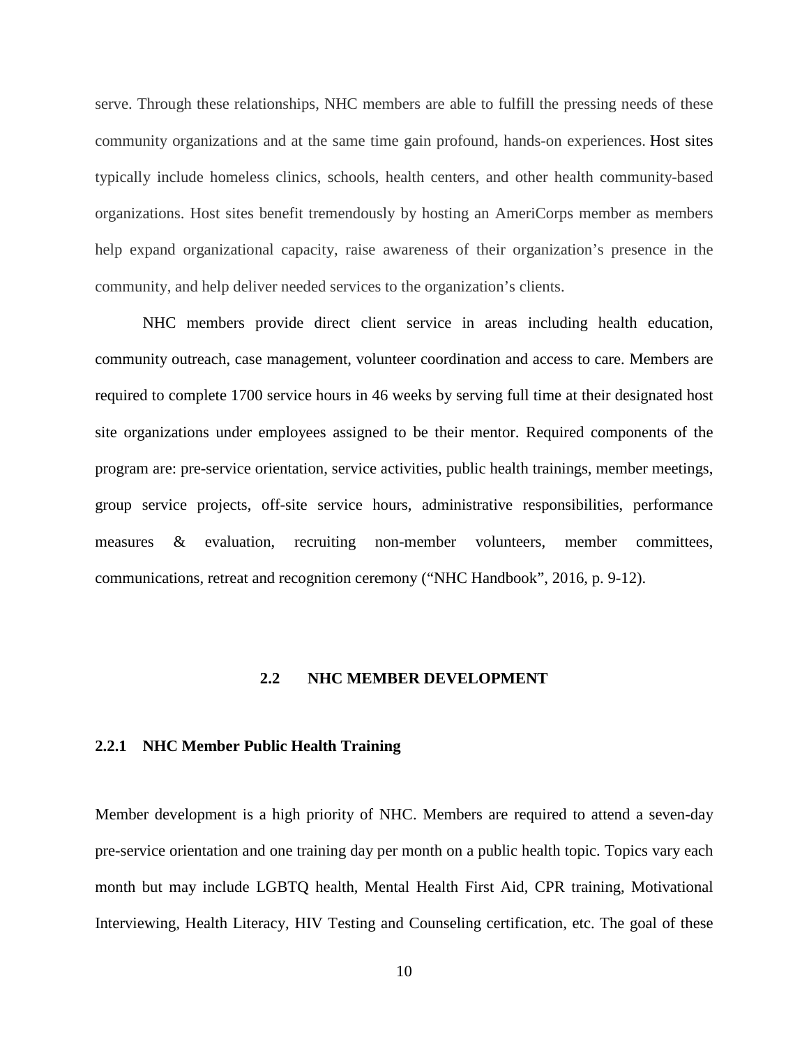serve. Through these relationships, NHC members are able to fulfill the pressing needs of these community organizations and at the same time gain profound, hands-on experiences. Host sites typically include homeless clinics, schools, health centers, and other health community-based organizations. Host sites benefit tremendously by hosting an AmeriCorps member as members help expand organizational capacity, raise awareness of their organization's presence in the community, and help deliver needed services to the organization's clients.

NHC members provide direct client service in areas including health education, community outreach, case management, volunteer coordination and access to care. Members are required to complete 1700 service hours in 46 weeks by serving full time at their designated host site organizations under employees assigned to be their mentor. Required components of the program are: pre-service orientation, service activities, public health trainings, member meetings, group service projects, off-site service hours, administrative responsibilities, performance measures & evaluation, recruiting non-member volunteers, member committees, communications, retreat and recognition ceremony ("NHC Handbook", 2016, p. 9-12).

## 2.2 NHC MEMBER DEVELOPMENT

### 2.2.1 NHC Member Public Health Training

Member development is a high priority of NHC. Members are required to attend a seven-day pre-service orientation and one training day per month on a public health topic. Topics vary each month but may include LGBTQ health, Mental Health First Aid, CPR training, Motivational Interviewing, Health Literacy, HIV Testing and Counseling certification, etc. The goal of these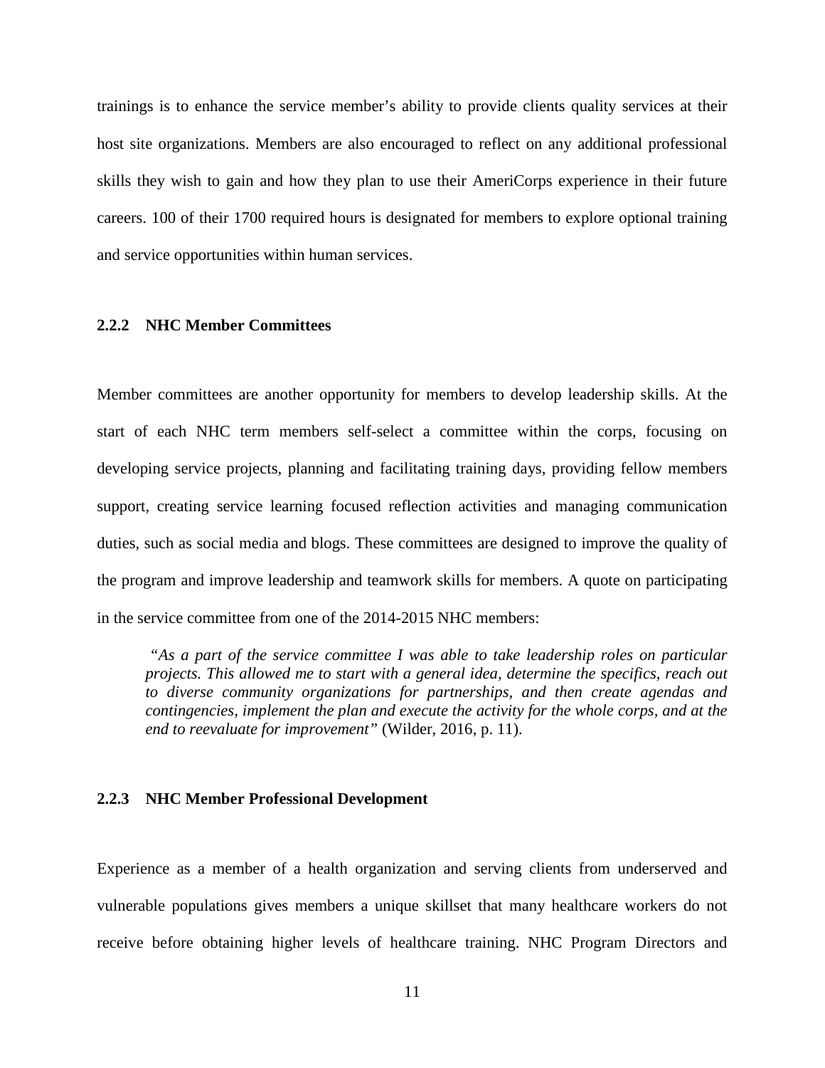trainings is to enhance the service member's ability to provide clients quality services at their host site organizations. Members are also encouraged to reflect on any additional professional skills they wish to gain and how they plan to use their AmeriCorps experience in their future careers. 100 of their 1700 required hours is designated for members to explore optional training and service opportunities within human services.

### 2.2.2 NHC Member Committees

Member committees are another opportunity for members to develop leadership skills. At the start of each NHC term members self-select a committee within the corps, focusing on developing service projects, planning and facilitating training days, providing fellow members support, creating service learning focused reflection activities and managing communication duties, such as social media and blogs. These committees are designed to improve the quality of the program and improve leadership and teamwork skills for members. A quote on participating in the service committee from one of the 2014-2015 NHC members:

> *"As a part of the service committee I was able to take leadership roles on particular projects. This allowed me to start with a general idea, determine the specifics, reach out to diverse community organizations for partnerships, and then create agendas and contingencies, implement the plan and execute the activity for the whole corps, and at the end to reevaluate for improvement"* (Wilder, 2016, p. 11).

### 2.2.3 NHC Member Professional Development

Experience as a member of a health organization and serving clients from underserved and vulnerable populations gives members a unique skillset that many healthcare workers do not receive before obtaining higher levels of healthcare training. NHC Program Directors and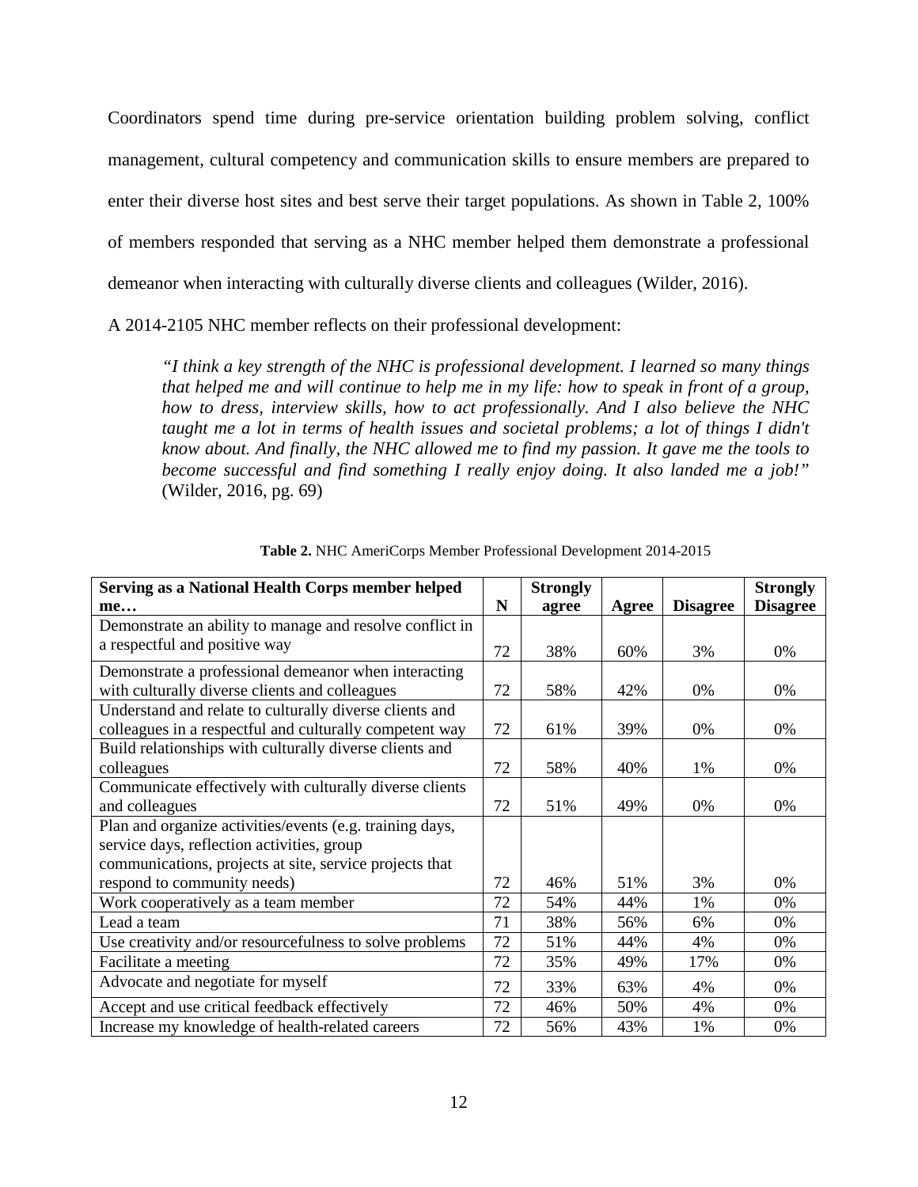Coordinators spend time during pre-service orientation building problem solving, conflict management, cultural competency and communication skills to ensure members are prepared to enter their diverse host sites and best serve their target populations. As shown in Table 2, 100% of members responded that serving as a NHC member helped them demonstrate a professional demeanor when interacting with culturally diverse clients and colleagues (Wilder, 2016).

A 2014-2105 NHC member reflects on their professional development:

> *"I think a key strength of the NHC is professional development. I learned so many things that helped me and will continue to help me in my life: how to speak in front of a group, how to dress, interview skills, how to act professionally. And I also believe the NHC taught me a lot in terms of health issues and societal problems; a lot of things I didn't know about. And finally, the NHC allowed me to find my passion. It gave me the tools to become successful and find something I really enjoy doing. It also landed me a job!"* (Wilder, 2016, pg. 69)

**Table 2.** NHC AmeriCorps Member Professional Development 2014-2015

| Serving as a National Health Corps member helped me… | N | Strongly agree | Agree | Disagree | Strongly Disagree |
|---|---|---|---|---|---|
| Demonstrate an ability to manage and resolve conflict in a respectful and positive way | 72 | 38% | 60% | 3% | 0% |
| Demonstrate a professional demeanor when interacting with culturally diverse clients and colleagues | 72 | 58% | 42% | 0% | 0% |
| Understand and relate to culturally diverse clients and colleagues in a respectful and culturally competent way | 72 | 61% | 39% | 0% | 0% |
| Build relationships with culturally diverse clients and colleagues | 72 | 58% | 40% | 1% | 0% |
| Communicate effectively with culturally diverse clients and colleagues | 72 | 51% | 49% | 0% | 0% |
| Plan and organize activities/events (e.g. training days, service days, reflection activities, group communications, projects at site, service projects that respond to community needs) | 72 | 46% | 51% | 3% | 0% |
| Work cooperatively as a team member | 72 | 54% | 44% | 1% | 0% |
| Lead a team | 71 | 38% | 56% | 6% | 0% |
| Use creativity and/or resourcefulness to solve problems | 72 | 51% | 44% | 4% | 0% |
| Facilitate a meeting | 72 | 35% | 49% | 17% | 0% |
| Advocate and negotiate for myself | 72 | 33% | 63% | 4% | 0% |
| Accept and use critical feedback effectively | 72 | 46% | 50% | 4% | 0% |
| Increase my knowledge of health-related careers | 72 | 56% | 43% | 1% | 0% |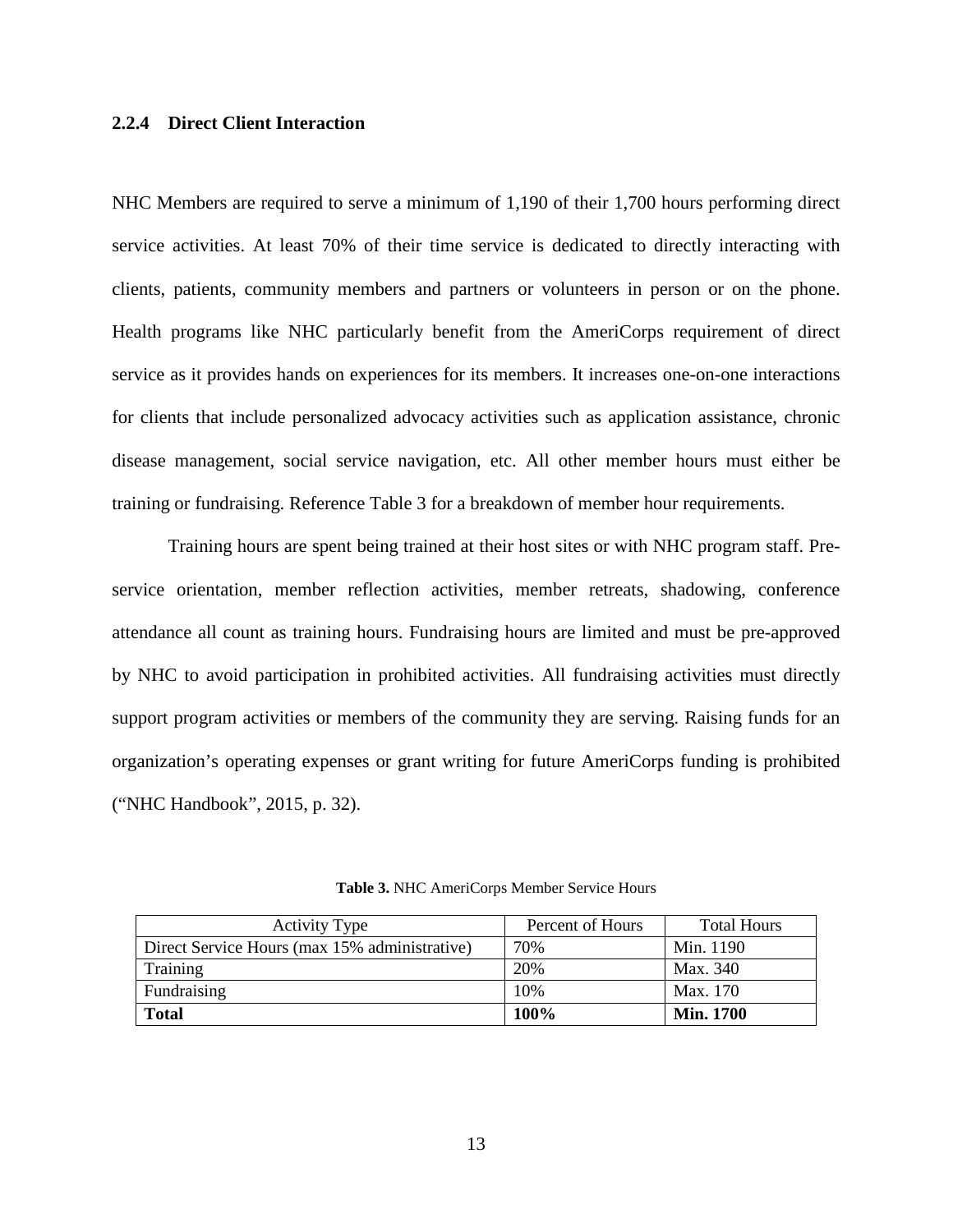### 2.2.4 Direct Client Interaction

NHC Members are required to serve a minimum of 1,190 of their 1,700 hours performing direct service activities. At least 70% of their time service is dedicated to directly interacting with clients, patients, community members and partners or volunteers in person or on the phone. Health programs like NHC particularly benefit from the AmeriCorps requirement of direct service as it provides hands on experiences for its members. It increases one-on-one interactions for clients that include personalized advocacy activities such as application assistance, chronic disease management, social service navigation, etc. All other member hours must either be training or fundraising. Reference Table 3 for a breakdown of member hour requirements.

Training hours are spent being trained at their host sites or with NHC program staff. Pre-service orientation, member reflection activities, member retreats, shadowing, conference attendance all count as training hours. Fundraising hours are limited and must be pre-approved by NHC to avoid participation in prohibited activities. All fundraising activities must directly support program activities or members of the community they are serving. Raising funds for an organization's operating expenses or grant writing for future AmeriCorps funding is prohibited ("NHC Handbook", 2015, p. 32).

**Table 3.** NHC AmeriCorps Member Service Hours

| Activity Type | Percent of Hours | Total Hours |
|---|---|---|
| Direct Service Hours (max 15% administrative) | 70% | Min. 1190 |
| Training | 20% | Max. 340 |
| Fundraising | 10% | Max. 170 |
| **Total** | **100%** | **Min. 1700** |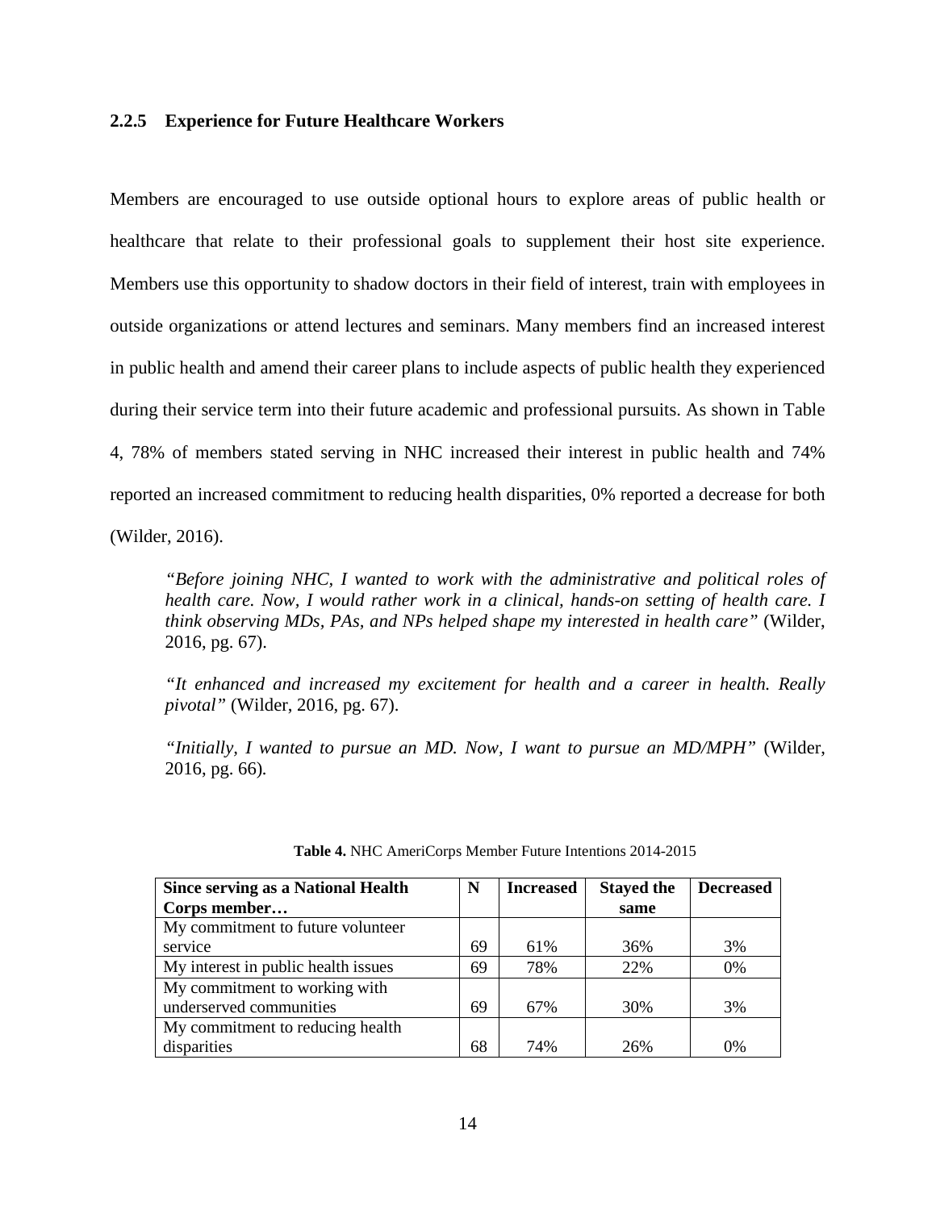### 2.2.5 Experience for Future Healthcare Workers

Members are encouraged to use outside optional hours to explore areas of public health or healthcare that relate to their professional goals to supplement their host site experience. Members use this opportunity to shadow doctors in their field of interest, train with employees in outside organizations or attend lectures and seminars. Many members find an increased interest in public health and amend their career plans to include aspects of public health they experienced during their service term into their future academic and professional pursuits. As shown in Table 4, 78% of members stated serving in NHC increased their interest in public health and 74% reported an increased commitment to reducing health disparities, 0% reported a decrease for both (Wilder, 2016).

> *"Before joining NHC, I wanted to work with the administrative and political roles of health care. Now, I would rather work in a clinical, hands-on setting of health care. I think observing MDs, PAs, and NPs helped shape my interested in health care"* (Wilder, 2016, pg. 67).
>
> *"It enhanced and increased my excitement for health and a career in health. Really pivotal"* (Wilder, 2016, pg. 67).
>
> *"Initially, I wanted to pursue an MD. Now, I want to pursue an MD/MPH"* (Wilder, 2016, pg. 66).

**Table 4.** NHC AmeriCorps Member Future Intentions 2014-2015

| Since serving as a National Health Corps member… | N | Increased | Stayed the same | Decreased |
|---|---|---|---|---|
| My commitment to future volunteer service | 69 | 61% | 36% | 3% |
| My interest in public health issues | 69 | 78% | 22% | 0% |
| My commitment to working with underserved communities | 69 | 67% | 30% | 3% |
| My commitment to reducing health disparities | 68 | 74% | 26% | 0% |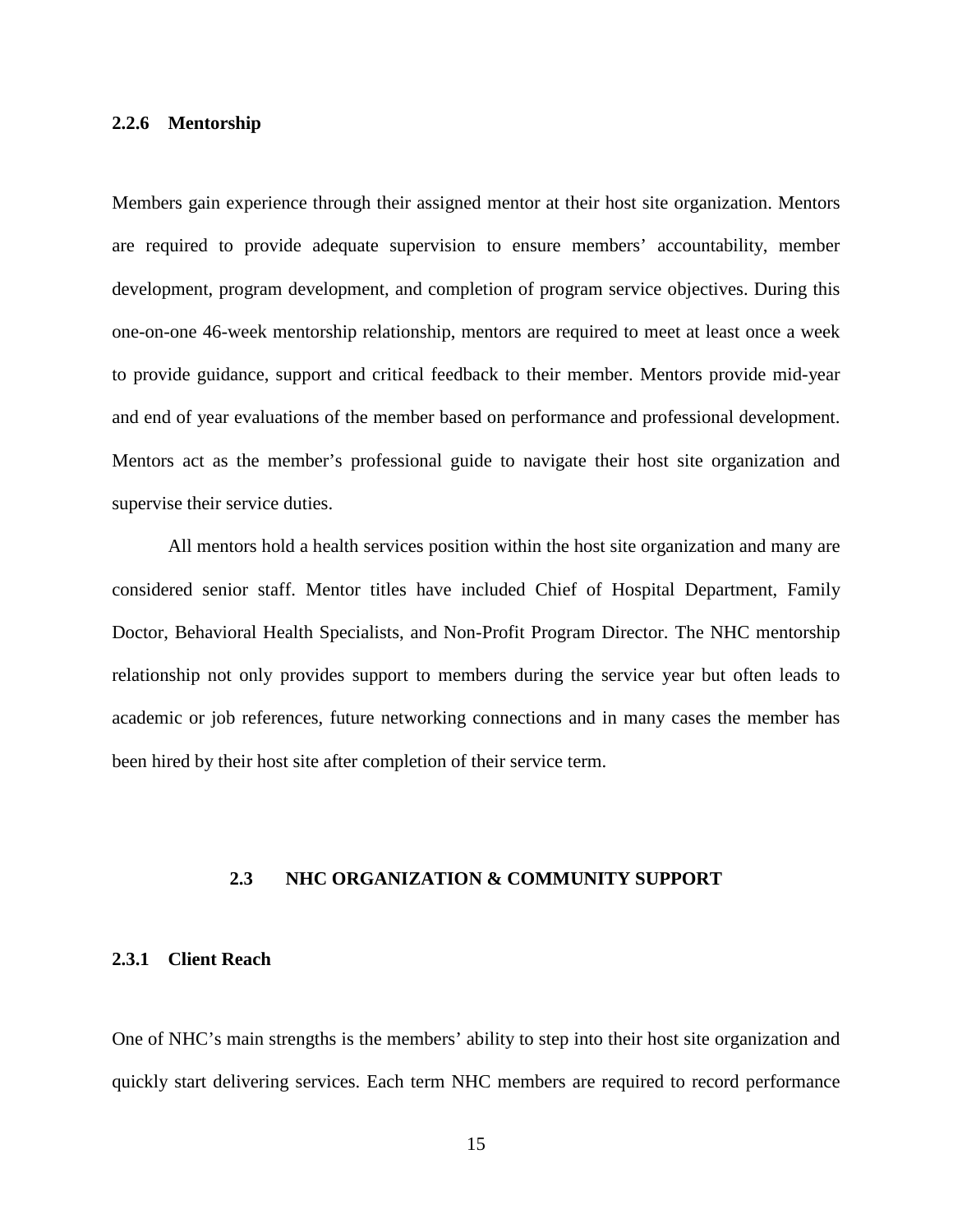### 2.2.6 Mentorship

Members gain experience through their assigned mentor at their host site organization. Mentors are required to provide adequate supervision to ensure members' accountability, member development, program development, and completion of program service objectives. During this one-on-one 46-week mentorship relationship, mentors are required to meet at least once a week to provide guidance, support and critical feedback to their member. Mentors provide mid-year and end of year evaluations of the member based on performance and professional development. Mentors act as the member's professional guide to navigate their host site organization and supervise their service duties.

All mentors hold a health services position within the host site organization and many are considered senior staff. Mentor titles have included Chief of Hospital Department, Family Doctor, Behavioral Health Specialists, and Non-Profit Program Director. The NHC mentorship relationship not only provides support to members during the service year but often leads to academic or job references, future networking connections and in many cases the member has been hired by their host site after completion of their service term.

## 2.3 NHC ORGANIZATION & COMMUNITY SUPPORT

### 2.3.1 Client Reach

One of NHC's main strengths is the members' ability to step into their host site organization and quickly start delivering services. Each term NHC members are required to record performance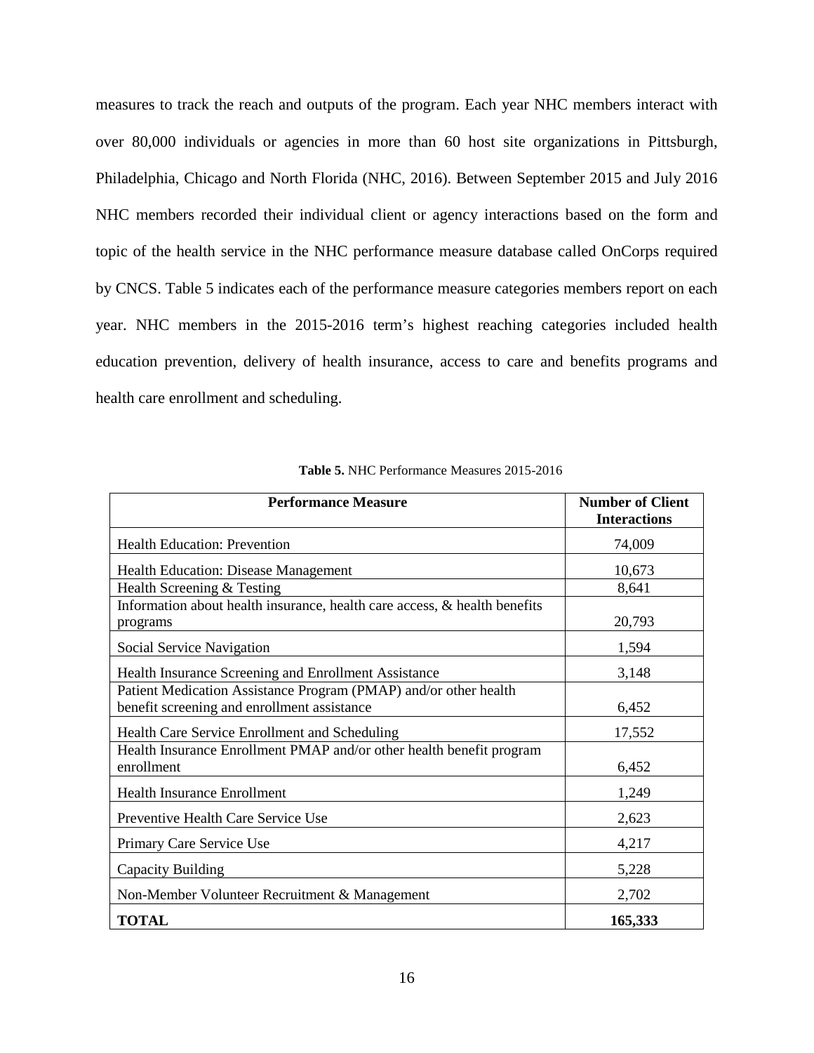measures to track the reach and outputs of the program. Each year NHC members interact with over 80,000 individuals or agencies in more than 60 host site organizations in Pittsburgh, Philadelphia, Chicago and North Florida (NHC, 2016). Between September 2015 and July 2016 NHC members recorded their individual client or agency interactions based on the form and topic of the health service in the NHC performance measure database called OnCorps required by CNCS. Table 5 indicates each of the performance measure categories members report on each year. NHC members in the 2015-2016 term's highest reaching categories included health education prevention, delivery of health insurance, access to care and benefits programs and health care enrollment and scheduling.

**Table 5.** NHC Performance Measures 2015-2016

| Performance Measure | Number of Client Interactions |
|---|---|
| Health Education: Prevention | 74,009 |
| Health Education: Disease Management | 10,673 |
| Health Screening & Testing | 8,641 |
| Information about health insurance, health care access, & health benefits programs | 20,793 |
| Social Service Navigation | 1,594 |
| Health Insurance Screening and Enrollment Assistance | 3,148 |
| Patient Medication Assistance Program (PMAP) and/or other health benefit screening and enrollment assistance | 6,452 |
| Health Care Service Enrollment and Scheduling | 17,552 |
| Health Insurance Enrollment PMAP and/or other health benefit program enrollment | 6,452 |
| Health Insurance Enrollment | 1,249 |
| Preventive Health Care Service Use | 2,623 |
| Primary Care Service Use | 4,217 |
| Capacity Building | 5,228 |
| Non-Member Volunteer Recruitment & Management | 2,702 |
| **TOTAL** | **165,333** |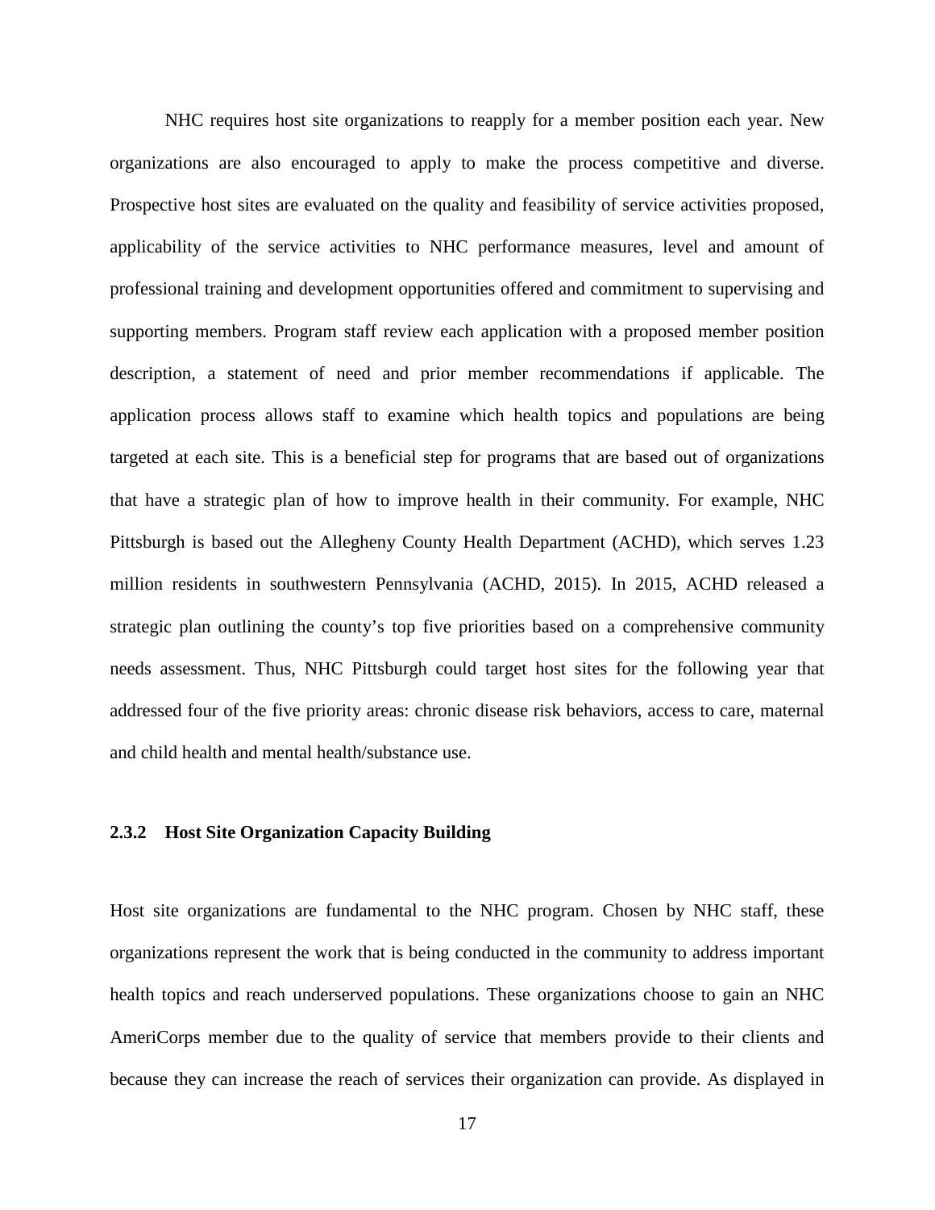NHC requires host site organizations to reapply for a member position each year. New organizations are also encouraged to apply to make the process competitive and diverse. Prospective host sites are evaluated on the quality and feasibility of service activities proposed, applicability of the service activities to NHC performance measures, level and amount of professional training and development opportunities offered and commitment to supervising and supporting members. Program staff review each application with a proposed member position description, a statement of need and prior member recommendations if applicable. The application process allows staff to examine which health topics and populations are being targeted at each site. This is a beneficial step for programs that are based out of organizations that have a strategic plan of how to improve health in their community. For example, NHC Pittsburgh is based out the Allegheny County Health Department (ACHD), which serves 1.23 million residents in southwestern Pennsylvania (ACHD, 2015). In 2015, ACHD released a strategic plan outlining the county's top five priorities based on a comprehensive community needs assessment. Thus, NHC Pittsburgh could target host sites for the following year that addressed four of the five priority areas: chronic disease risk behaviors, access to care, maternal and child health and mental health/substance use.

### 2.3.2 Host Site Organization Capacity Building

Host site organizations are fundamental to the NHC program. Chosen by NHC staff, these organizations represent the work that is being conducted in the community to address important health topics and reach underserved populations. These organizations choose to gain an NHC AmeriCorps member due to the quality of service that members provide to their clients and because they can increase the reach of services their organization can provide. As displayed in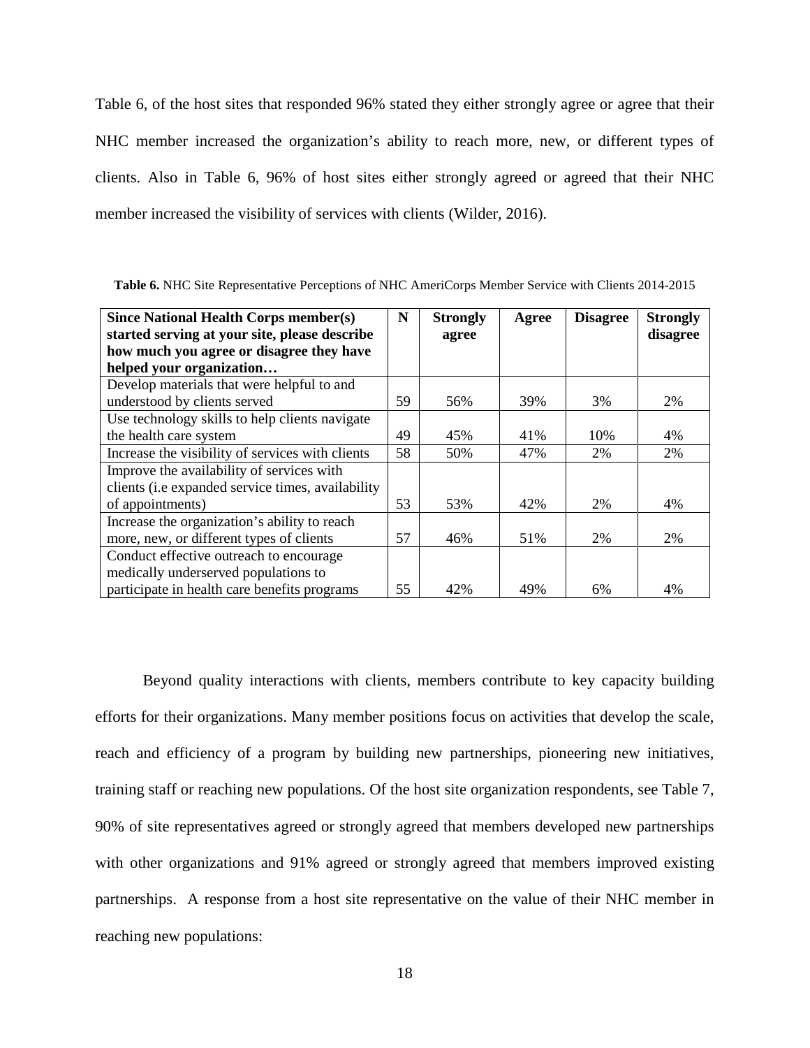Table 6, of the host sites that responded 96% stated they either strongly agree or agree that their NHC member increased the organization's ability to reach more, new, or different types of clients. Also in Table 6, 96% of host sites either strongly agreed or agreed that their NHC member increased the visibility of services with clients (Wilder, 2016).

**Table 6.** NHC Site Representative Perceptions of NHC AmeriCorps Member Service with Clients 2014-2015

| Since National Health Corps member(s) started serving at your site, please describe how much you agree or disagree they have helped your organization… | N | Strongly agree | Agree | Disagree | Strongly disagree |
|---|---|---|---|---|---|
| Develop materials that were helpful to and understood by clients served | 59 | 56% | 39% | 3% | 2% |
| Use technology skills to help clients navigate the health care system | 49 | 45% | 41% | 10% | 4% |
| Increase the visibility of services with clients | 58 | 50% | 47% | 2% | 2% |
| Improve the availability of services with clients (i.e expanded service times, availability of appointments) | 53 | 53% | 42% | 2% | 4% |
| Increase the organization's ability to reach more, new, or different types of clients | 57 | 46% | 51% | 2% | 2% |
| Conduct effective outreach to encourage medically underserved populations to participate in health care benefits programs | 55 | 42% | 49% | 6% | 4% |

Beyond quality interactions with clients, members contribute to key capacity building efforts for their organizations. Many member positions focus on activities that develop the scale, reach and efficiency of a program by building new partnerships, pioneering new initiatives, training staff or reaching new populations. Of the host site organization respondents, see Table 7, 90% of site representatives agreed or strongly agreed that members developed new partnerships with other organizations and 91% agreed or strongly agreed that members improved existing partnerships. A response from a host site representative on the value of their NHC member in reaching new populations: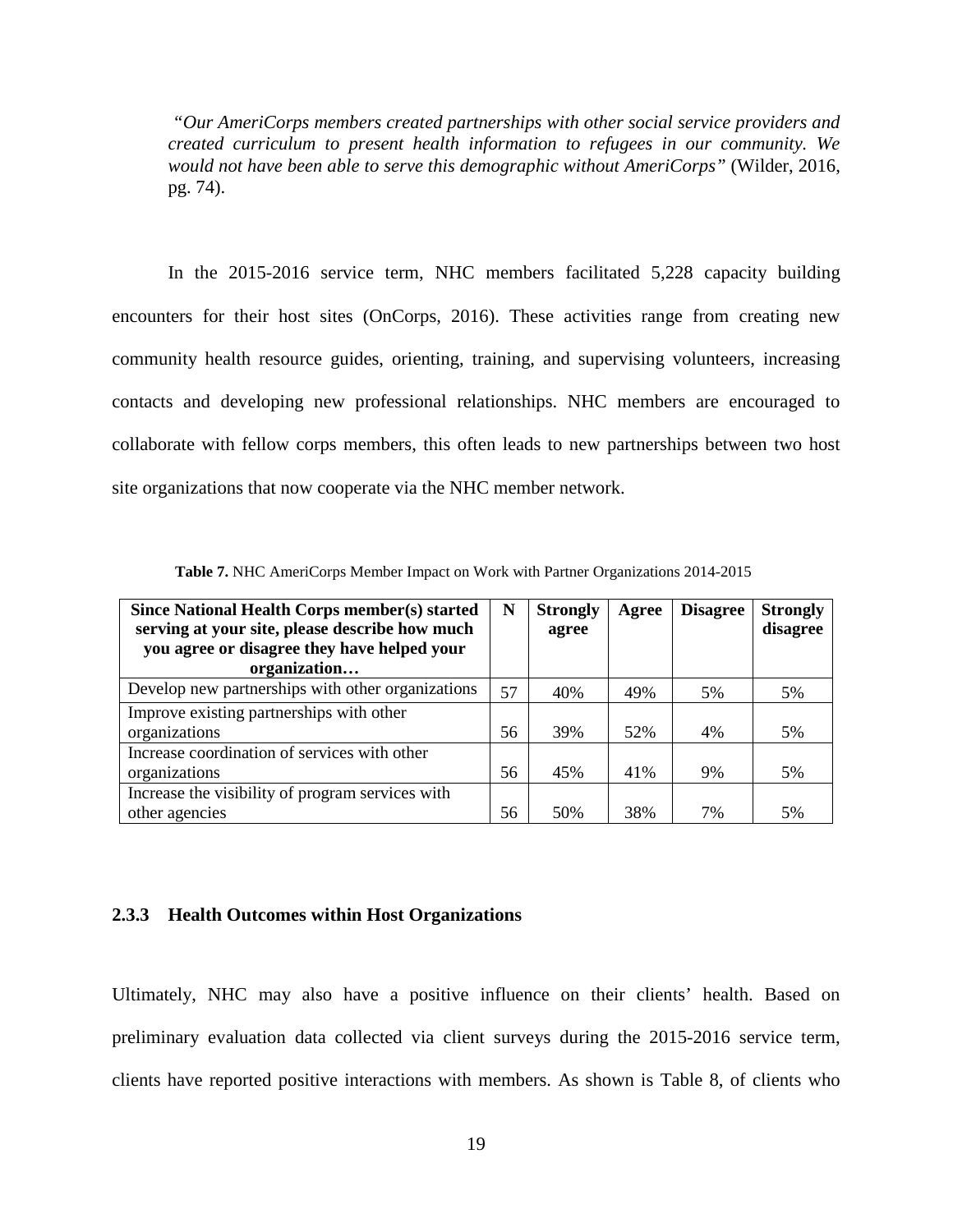*"Our AmeriCorps members created partnerships with other social service providers and created curriculum to present health information to refugees in our community. We would not have been able to serve this demographic without AmeriCorps"* (Wilder, 2016, pg. 74).

In the 2015-2016 service term, NHC members facilitated 5,228 capacity building encounters for their host sites (OnCorps, 2016). These activities range from creating new community health resource guides, orienting, training, and supervising volunteers, increasing contacts and developing new professional relationships. NHC members are encouraged to collaborate with fellow corps members, this often leads to new partnerships between two host site organizations that now cooperate via the NHC member network.

**Table 7.** NHC AmeriCorps Member Impact on Work with Partner Organizations 2014-2015

| Since National Health Corps member(s) started serving at your site, please describe how much you agree or disagree they have helped your organization… | N | Strongly agree | Agree | Disagree | Strongly disagree |
|---|---|---|---|---|---|
| Develop new partnerships with other organizations | 57 | 40% | 49% | 5% | 5% |
| Improve existing partnerships with other organizations | 56 | 39% | 52% | 4% | 5% |
| Increase coordination of services with other organizations | 56 | 45% | 41% | 9% | 5% |
| Increase the visibility of program services with other agencies | 56 | 50% | 38% | 7% | 5% |

### 2.3.3 Health Outcomes within Host Organizations

Ultimately, NHC may also have a positive influence on their clients' health. Based on preliminary evaluation data collected via client surveys during the 2015-2016 service term, clients have reported positive interactions with members. As shown is Table 8, of clients who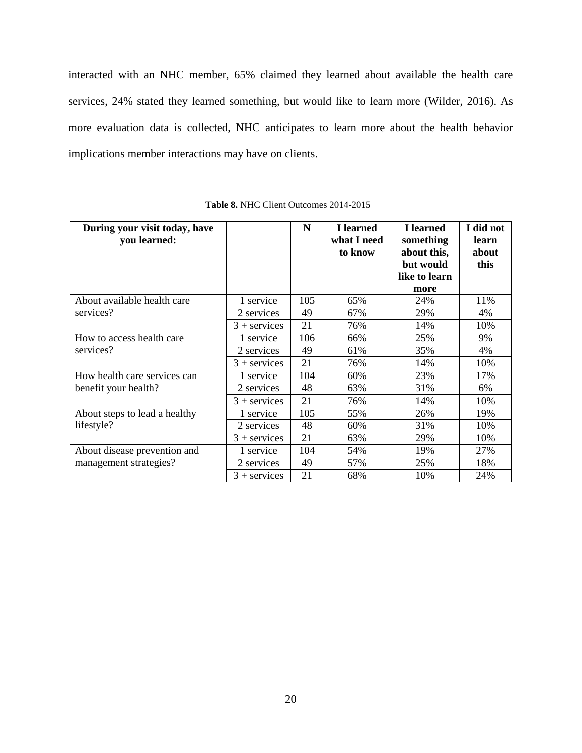interacted with an NHC member, 65% claimed they learned about available the health care services, 24% stated they learned something, but would like to learn more (Wilder, 2016). As more evaluation data is collected, NHC anticipates to learn more about the health behavior implications member interactions may have on clients.

**Table 8.** NHC Client Outcomes 2014-2015

| **During your visit today, have you learned:** | | **N** | **I learned what I need to know** | **I learned something about this, but would like to learn more** | **I did not learn about this** |
|---|---|---|---|---|---|
| About available health care services? | 1 service | 105 | 65% | 24% | 11% |
| | 2 services | 49 | 67% | 29% | 4% |
| | 3 + services | 21 | 76% | 14% | 10% |
| How to access health care services? | 1 service | 106 | 66% | 25% | 9% |
| | 2 services | 49 | 61% | 35% | 4% |
| | 3 + services | 21 | 76% | 14% | 10% |
| How health care services can benefit your health? | 1 service | 104 | 60% | 23% | 17% |
| | 2 services | 48 | 63% | 31% | 6% |
| | 3 + services | 21 | 76% | 14% | 10% |
| About steps to lead a healthy lifestyle? | 1 service | 105 | 55% | 26% | 19% |
| | 2 services | 48 | 60% | 31% | 10% |
| | 3 + services | 21 | 63% | 29% | 10% |
| About disease prevention and management strategies? | 1 service | 104 | 54% | 19% | 27% |
| | 2 services | 49 | 57% | 25% | 18% |
| | 3 + services | 21 | 68% | 10% | 24% |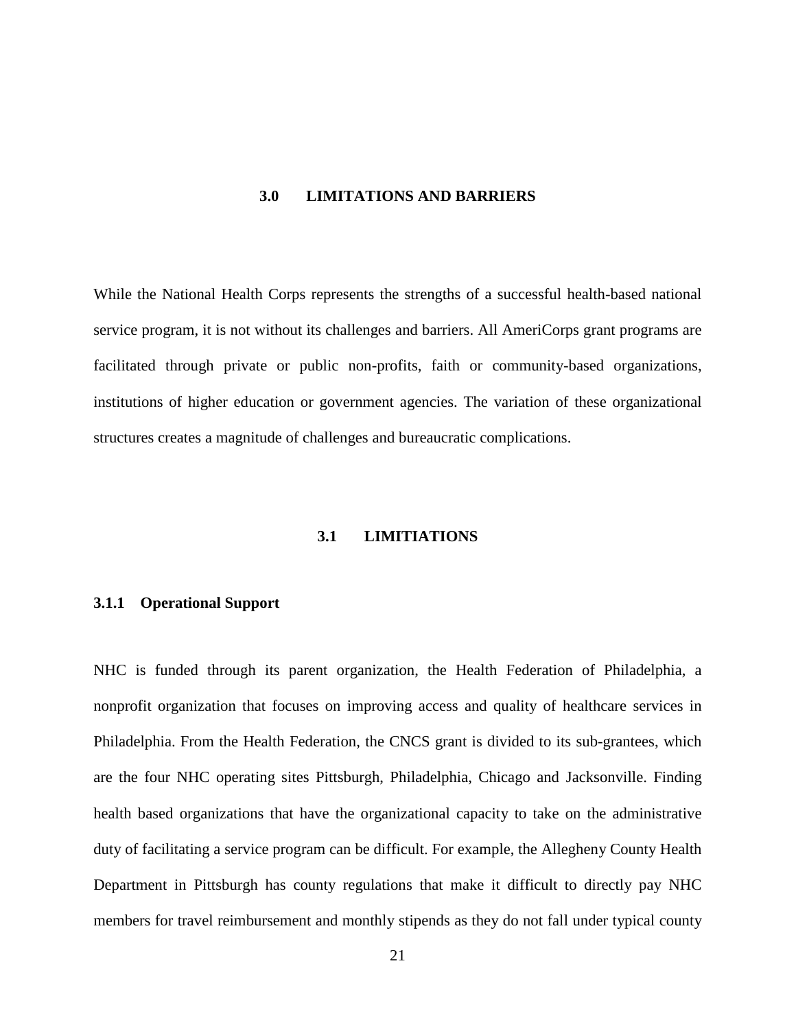# 3.0 LIMITATIONS AND BARRIERS

While the National Health Corps represents the strengths of a successful health-based national service program, it is not without its challenges and barriers. All AmeriCorps grant programs are facilitated through private or public non-profits, faith or community-based organizations, institutions of higher education or government agencies. The variation of these organizational structures creates a magnitude of challenges and bureaucratic complications.

## 3.1 LIMITIATIONS

### 3.1.1 Operational Support

NHC is funded through its parent organization, the Health Federation of Philadelphia, a nonprofit organization that focuses on improving access and quality of healthcare services in Philadelphia. From the Health Federation, the CNCS grant is divided to its sub-grantees, which are the four NHC operating sites Pittsburgh, Philadelphia, Chicago and Jacksonville. Finding health based organizations that have the organizational capacity to take on the administrative duty of facilitating a service program can be difficult. For example, the Allegheny County Health Department in Pittsburgh has county regulations that make it difficult to directly pay NHC members for travel reimbursement and monthly stipends as they do not fall under typical county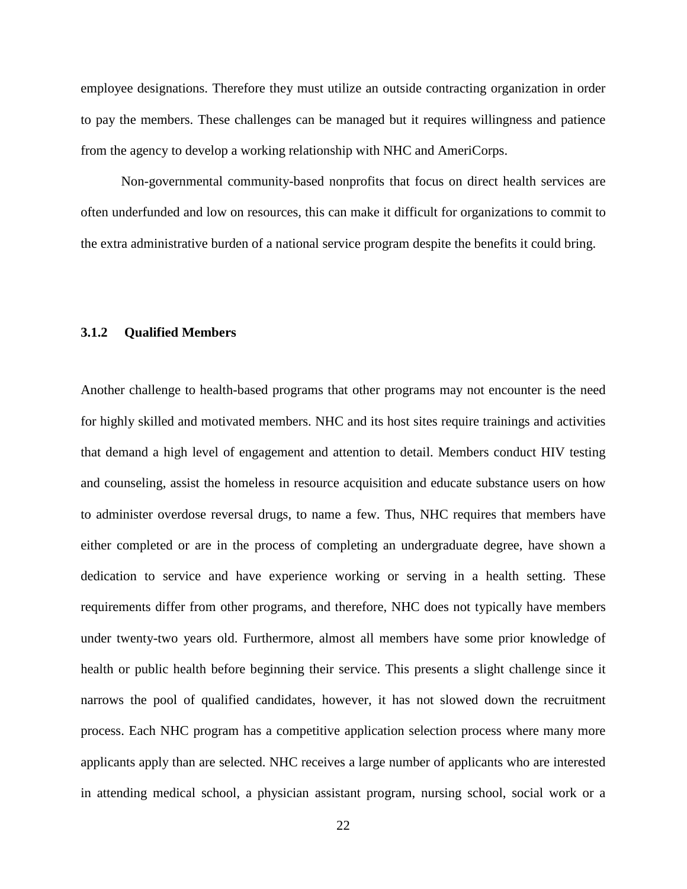employee designations. Therefore they must utilize an outside contracting organization in order to pay the members. These challenges can be managed but it requires willingness and patience from the agency to develop a working relationship with NHC and AmeriCorps.

Non-governmental community-based nonprofits that focus on direct health services are often underfunded and low on resources, this can make it difficult for organizations to commit to the extra administrative burden of a national service program despite the benefits it could bring.

### 3.1.2 Qualified Members

Another challenge to health-based programs that other programs may not encounter is the need for highly skilled and motivated members. NHC and its host sites require trainings and activities that demand a high level of engagement and attention to detail. Members conduct HIV testing and counseling, assist the homeless in resource acquisition and educate substance users on how to administer overdose reversal drugs, to name a few. Thus, NHC requires that members have either completed or are in the process of completing an undergraduate degree, have shown a dedication to service and have experience working or serving in a health setting. These requirements differ from other programs, and therefore, NHC does not typically have members under twenty-two years old. Furthermore, almost all members have some prior knowledge of health or public health before beginning their service. This presents a slight challenge since it narrows the pool of qualified candidates, however, it has not slowed down the recruitment process. Each NHC program has a competitive application selection process where many more applicants apply than are selected. NHC receives a large number of applicants who are interested in attending medical school, a physician assistant program, nursing school, social work or a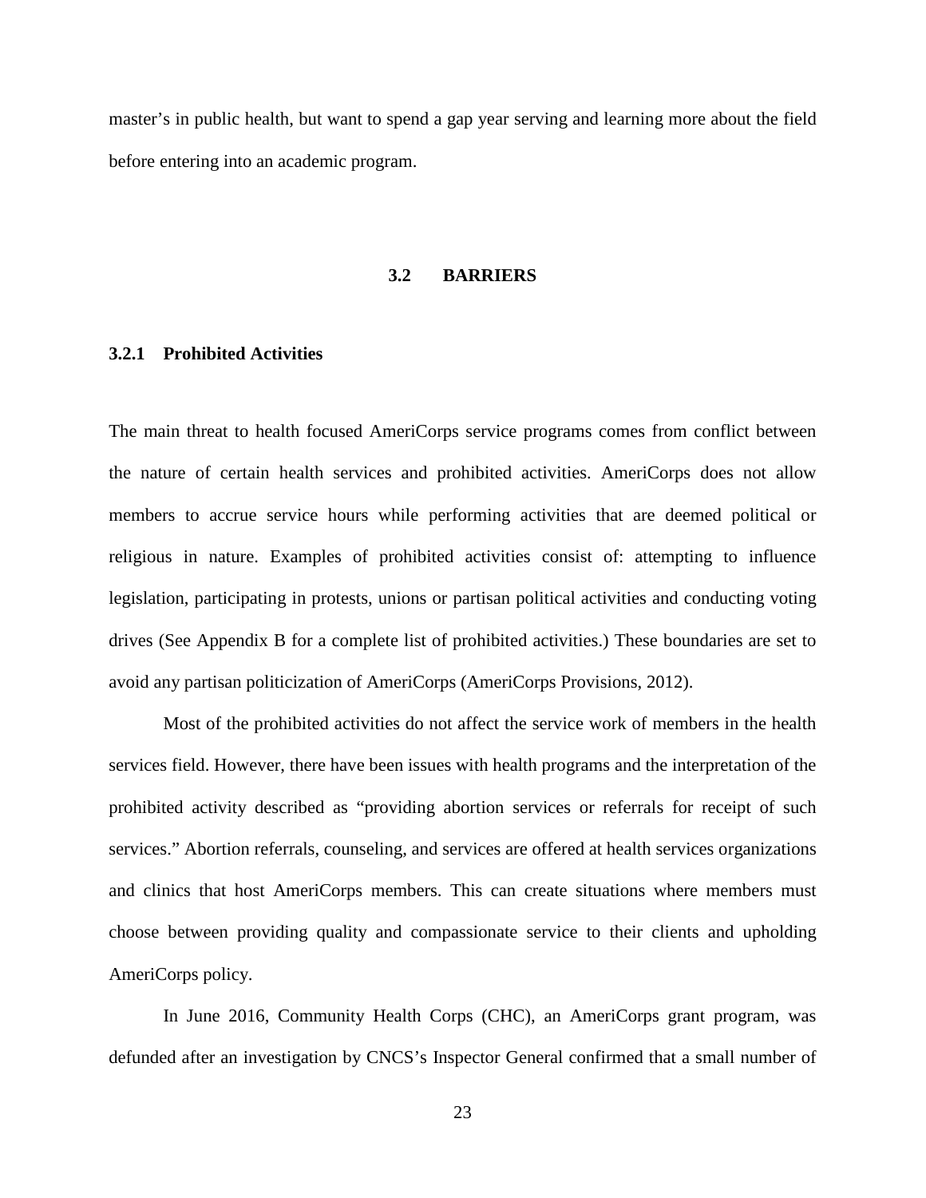master's in public health, but want to spend a gap year serving and learning more about the field before entering into an academic program.

## 3.2 BARRIERS

### 3.2.1 Prohibited Activities

The main threat to health focused AmeriCorps service programs comes from conflict between the nature of certain health services and prohibited activities. AmeriCorps does not allow members to accrue service hours while performing activities that are deemed political or religious in nature. Examples of prohibited activities consist of: attempting to influence legislation, participating in protests, unions or partisan political activities and conducting voting drives (See Appendix B for a complete list of prohibited activities.) These boundaries are set to avoid any partisan politicization of AmeriCorps (AmeriCorps Provisions, 2012).

Most of the prohibited activities do not affect the service work of members in the health services field. However, there have been issues with health programs and the interpretation of the prohibited activity described as "providing abortion services or referrals for receipt of such services." Abortion referrals, counseling, and services are offered at health services organizations and clinics that host AmeriCorps members. This can create situations where members must choose between providing quality and compassionate service to their clients and upholding AmeriCorps policy.

In June 2016, Community Health Corps (CHC), an AmeriCorps grant program, was defunded after an investigation by CNCS's Inspector General confirmed that a small number of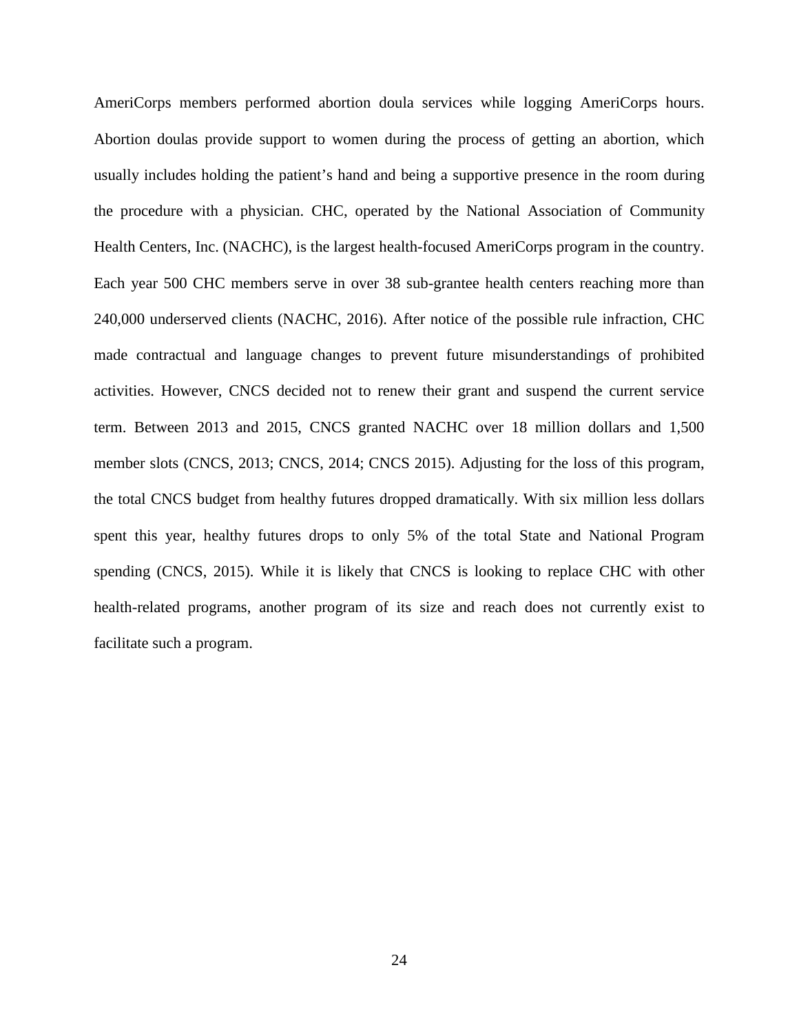AmeriCorps members performed abortion doula services while logging AmeriCorps hours. Abortion doulas provide support to women during the process of getting an abortion, which usually includes holding the patient's hand and being a supportive presence in the room during the procedure with a physician. CHC, operated by the National Association of Community Health Centers, Inc. (NACHC), is the largest health-focused AmeriCorps program in the country. Each year 500 CHC members serve in over 38 sub-grantee health centers reaching more than 240,000 underserved clients (NACHC, 2016). After notice of the possible rule infraction, CHC made contractual and language changes to prevent future misunderstandings of prohibited activities. However, CNCS decided not to renew their grant and suspend the current service term. Between 2013 and 2015, CNCS granted NACHC over 18 million dollars and 1,500 member slots (CNCS, 2013; CNCS, 2014; CNCS 2015). Adjusting for the loss of this program, the total CNCS budget from healthy futures dropped dramatically. With six million less dollars spent this year, healthy futures drops to only 5% of the total State and National Program spending (CNCS, 2015). While it is likely that CNCS is looking to replace CHC with other health-related programs, another program of its size and reach does not currently exist to facilitate such a program.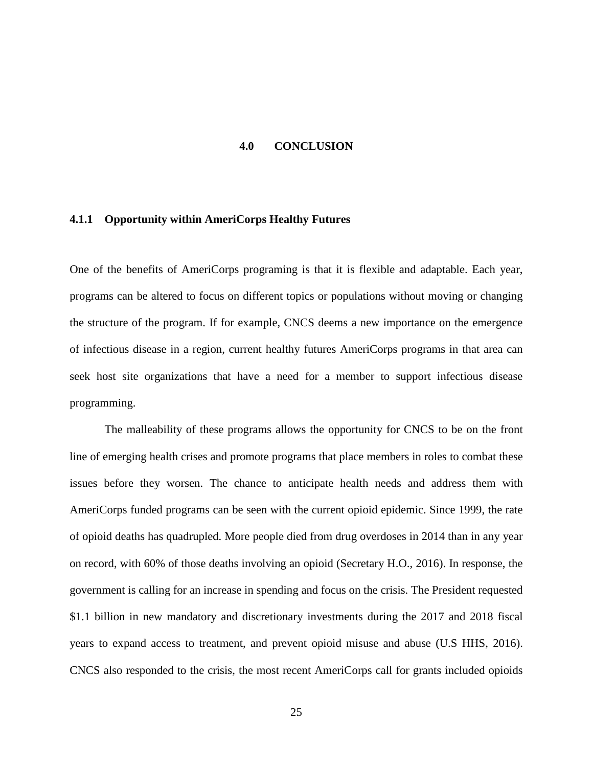# 4.0 CONCLUSION

### 4.1.1 Opportunity within AmeriCorps Healthy Futures

One of the benefits of AmeriCorps programing is that it is flexible and adaptable. Each year, programs can be altered to focus on different topics or populations without moving or changing the structure of the program. If for example, CNCS deems a new importance on the emergence of infectious disease in a region, current healthy futures AmeriCorps programs in that area can seek host site organizations that have a need for a member to support infectious disease programming.

The malleability of these programs allows the opportunity for CNCS to be on the front line of emerging health crises and promote programs that place members in roles to combat these issues before they worsen. The chance to anticipate health needs and address them with AmeriCorps funded programs can be seen with the current opioid epidemic. Since 1999, the rate of opioid deaths has quadrupled. More people died from drug overdoses in 2014 than in any year on record, with 60% of those deaths involving an opioid (Secretary H.O., 2016). In response, the government is calling for an increase in spending and focus on the crisis. The President requested $1.1 billion in new mandatory and discretionary investments during the 2017 and 2018 fiscal years to expand access to treatment, and prevent opioid misuse and abuse (U.S HHS, 2016). CNCS also responded to the crisis, the most recent AmeriCorps call for grants included opioids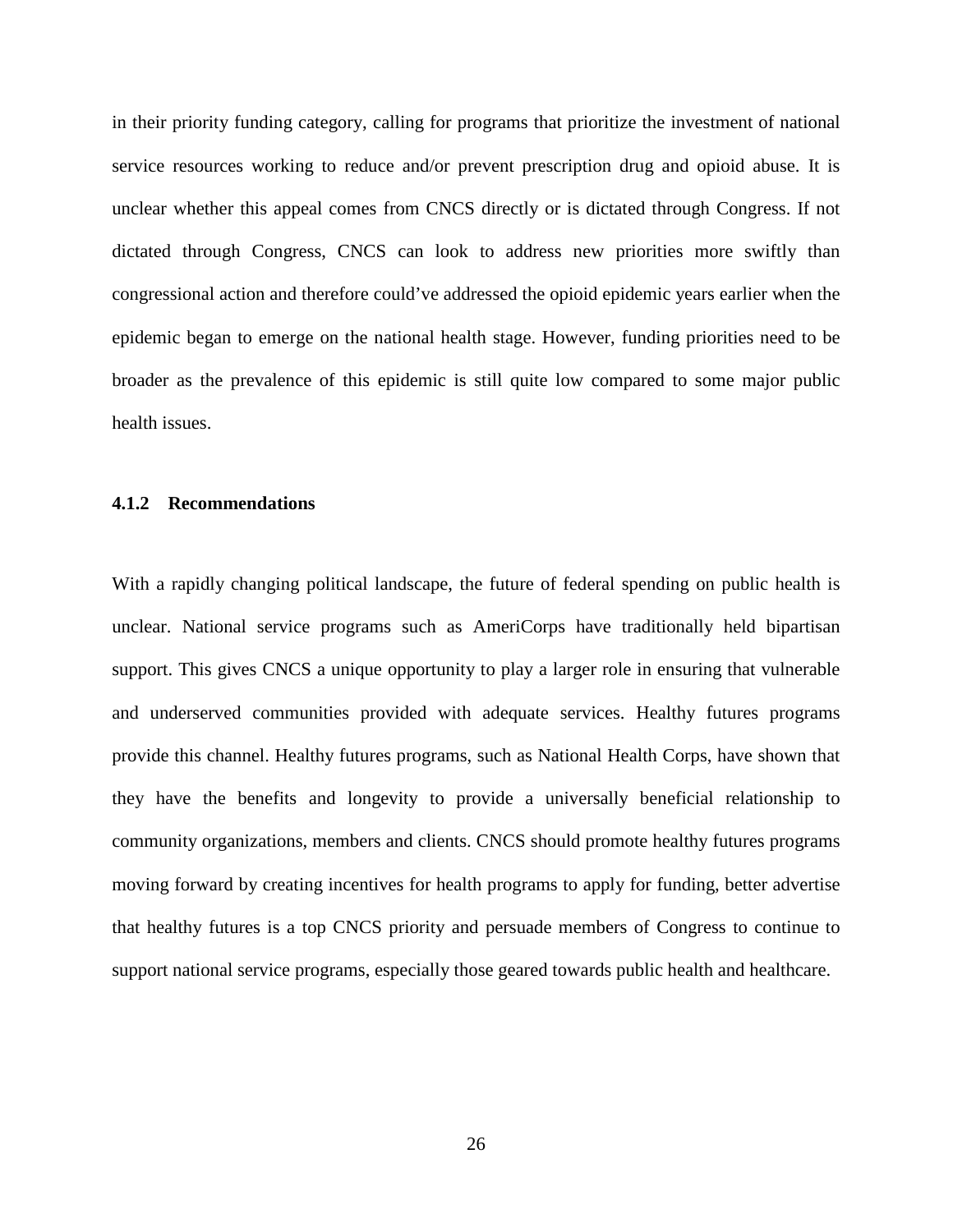in their priority funding category, calling for programs that prioritize the investment of national service resources working to reduce and/or prevent prescription drug and opioid abuse. It is unclear whether this appeal comes from CNCS directly or is dictated through Congress. If not dictated through Congress, CNCS can look to address new priorities more swiftly than congressional action and therefore could've addressed the opioid epidemic years earlier when the epidemic began to emerge on the national health stage. However, funding priorities need to be broader as the prevalence of this epidemic is still quite low compared to some major public health issues.

### 4.1.2 Recommendations

With a rapidly changing political landscape, the future of federal spending on public health is unclear. National service programs such as AmeriCorps have traditionally held bipartisan support. This gives CNCS a unique opportunity to play a larger role in ensuring that vulnerable and underserved communities provided with adequate services. Healthy futures programs provide this channel. Healthy futures programs, such as National Health Corps, have shown that they have the benefits and longevity to provide a universally beneficial relationship to community organizations, members and clients. CNCS should promote healthy futures programs moving forward by creating incentives for health programs to apply for funding, better advertise that healthy futures is a top CNCS priority and persuade members of Congress to continue to support national service programs, especially those geared towards public health and healthcare.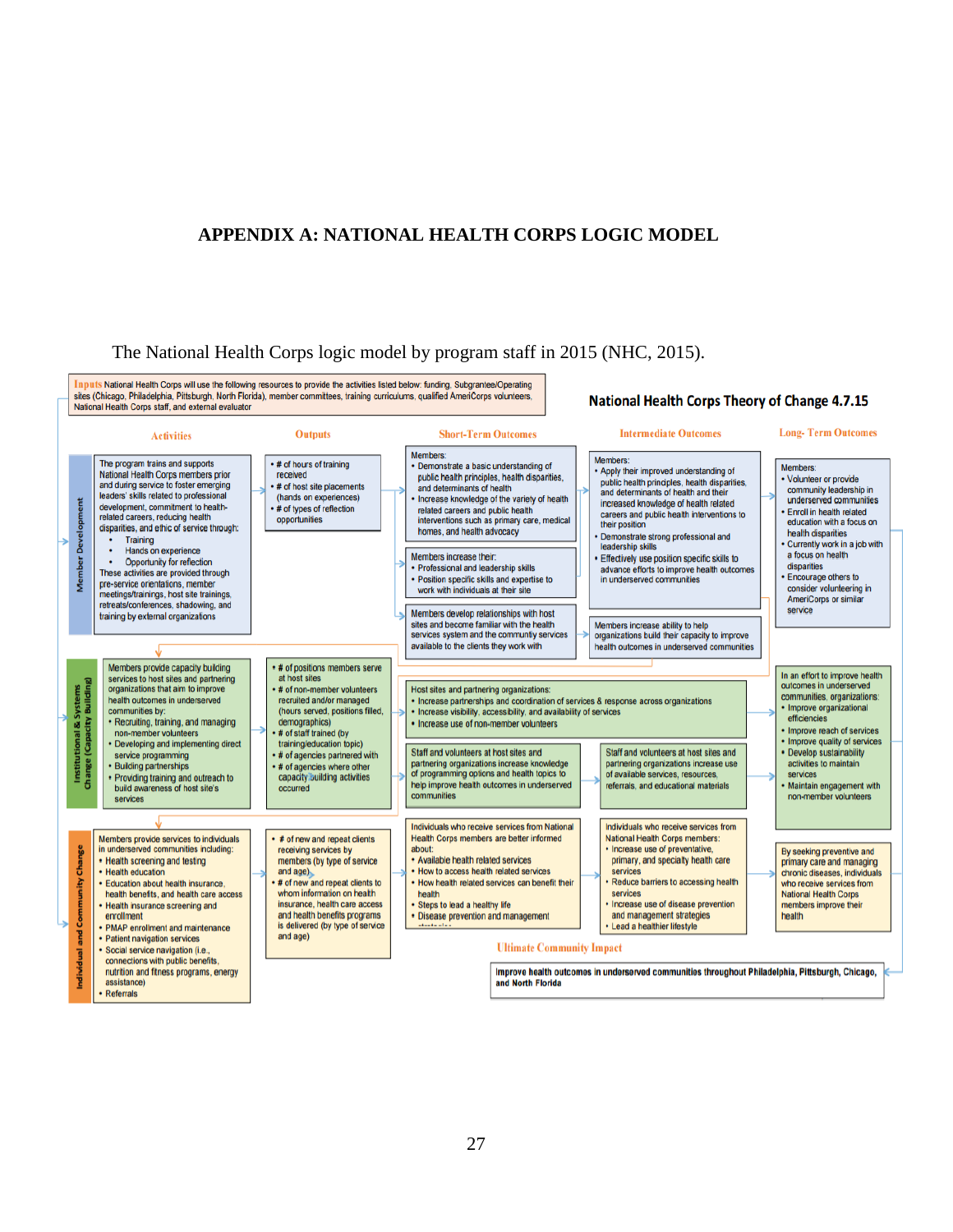# APPENDIX A: NATIONAL HEALTH CORPS LOGIC MODEL

The National Health Corps logic model by program staff in 2015 (NHC, 2015).

**Inputs** National Health Corps will use the following resources to provide the activities listed below: funding, Subgrantee/Operating sites (Chicago, Philadelphia, Pittsburgh, North Florida), member committees, training curriculums, qualified AmeriCorps volunteers, National Health Corps staff, and external evaluator

**National Health Corps Theory of Change 4.7.15**

## Member Development

**Activities**

The program trains and supports National Health Corps members prior and during service to foster emerging leaders' skills related to professional development, commitment to health-related careers, reducing health disparities, and ethic of service through:

- Training
- Hands on experience
- Opportunity for reflection

These activities are provided through pre-service orientations, member meetings/trainings, host site trainings, retreats/conferences, shadowing, and training by external organizations

**Outputs**

- # of hours of training received
- # of host site placements (hands on experiences)
- # of types of reflection opportunities

**Short-Term Outcomes**

Members:

- Demonstrate a basic understanding of public health principles, health disparities, and determinants of health
- Increase knowledge of the variety of health related careers and public health interventions such as primary care, medical homes, and health advocacy

Members increase their:

- Professional and leadership skills
- Position specific skills and expertise to work with individuals at their site

Members develop relationships with host sites and become familiar with the health services system and the community services available to the clients they work with

**Intermediate Outcomes**

Members:

- Apply their improved understanding of public health principles, health disparities, and determinants of health and their increased knowledge of health related careers and public health interventions to their position
- Demonstrate strong professional and leadership skills
- Effectively use position specific skills to advance efforts to improve health outcomes in underserved communities

Members increase ability to help organizations build their capacity to improve health outcomes in underserved communities

**Long- Term Outcomes**

Members:

- Volunteer or provide community leadership in underserved communities
- Enroll in health related education with a focus on health disparities
- Currently work in a job with a focus on health disparities
- Encourage others to consider volunteering in AmeriCorps or similar service

## Institutional & Systems Change (Capacity Building)

**Activities**

Members provide capacity building services to host sites and partnering organizations that aim to improve health outcomes in underserved communities by:

- Recruiting, training, and managing non-member volunteers
- Developing and implementing direct service programming
- Building partnerships
- Providing training and outreach to build awareness of host site's services

**Outputs**

- # of positions members serve at host sites
- # of non-member volunteers recruited and/or managed (hours served, positions filled, demographics)
- # of staff trained (by training/education topic)
- # of agencies partnered with
- # of agencies where other capacity building activities occurred

**Short-Term and Intermediate Outcomes**

Host sites and partnering organizations:

- Increase partnerships and coordination of services & response across organizations
- Increase visibility, accessibility, and availability of services
- Increase use of non-member volunteers

Staff and volunteers at host sites and partnering organizations increase knowledge of programming options and health topics to help improve health outcomes in underserved communities

Staff and volunteers at host sites and partnering organizations increase use of available services, resources, referrals, and educational materials

**Long- Term Outcomes**

In an effort to improve health outcomes in underserved communities, organizations:

- Improve organizational efficiencies
- Improve reach of services
- Improve quality of services
- Develop sustainability activities to maintain services
- Maintain engagement with non-member volunteers

## Individual and Community Change

**Activities**

Members provide services to individuals in underserved communities including:

- Health screening and testing
- Health education
- Education about health insurance, health benefits, and health care access
- Health insurance screening and enrollment
- PMAP enrollment and maintenance
- Patient navigation services
- Social service navigation (i.e., connections with public benefits, nutrition and fitness programs, energy assistance)
- Referrals

**Outputs**

- # of new and repeat clients receiving services by members (by type of service and age)
- # of new and repeat clients to whom information on health insurance, health care access and health benefits programs is delivered (by type of service and age)

**Short-Term Outcomes**

Individuals who receive services from National Health Corps members are better informed about:

- Available health related services
- How to access health related services
- How health related services can benefit their health
- Steps to lead a healthy life
- Disease prevention and management strategies

**Intermediate Outcomes**

Individuals who receive services from National Health Corps members:

- Increase use of preventative, primary, and specialty health care services
- Reduce barriers to accessing health services
- Increase use of disease prevention and management strategies
- Lead a healthier lifestyle

**Long- Term Outcomes**

By seeking preventive and primary care and managing chronic diseases, individuals who receive services from National Health Corps members improve their health

**Ultimate Community Impact**

Improve health outcomes in underserved communities throughout Philadelphia, Pittsburgh, Chicago, and North Florida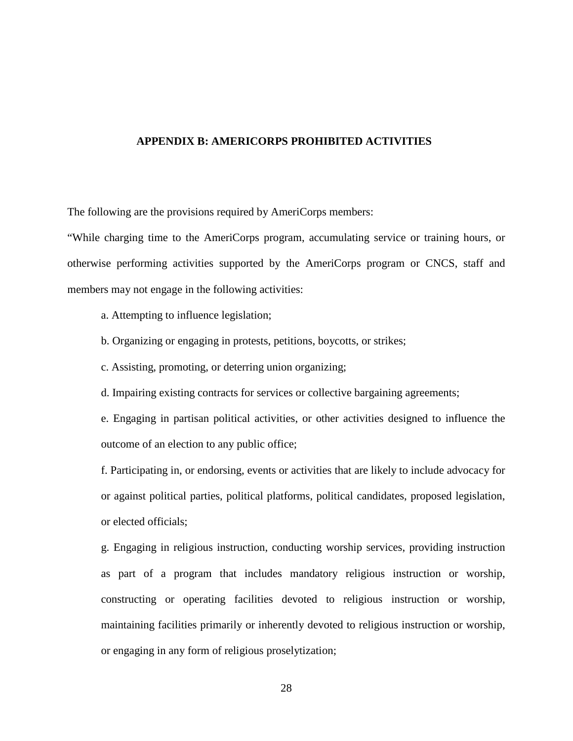## APPENDIX B: AMERICORPS PROHIBITED ACTIVITIES

The following are the provisions required by AmeriCorps members:

"While charging time to the AmeriCorps program, accumulating service or training hours, or otherwise performing activities supported by the AmeriCorps program or CNCS, staff and members may not engage in the following activities:

a. Attempting to influence legislation;

b. Organizing or engaging in protests, petitions, boycotts, or strikes;

c. Assisting, promoting, or deterring union organizing;

d. Impairing existing contracts for services or collective bargaining agreements;

e. Engaging in partisan political activities, or other activities designed to influence the outcome of an election to any public office;

f. Participating in, or endorsing, events or activities that are likely to include advocacy for or against political parties, political platforms, political candidates, proposed legislation, or elected officials;

g. Engaging in religious instruction, conducting worship services, providing instruction as part of a program that includes mandatory religious instruction or worship, constructing or operating facilities devoted to religious instruction or worship, maintaining facilities primarily or inherently devoted to religious instruction or worship, or engaging in any form of religious proselytization;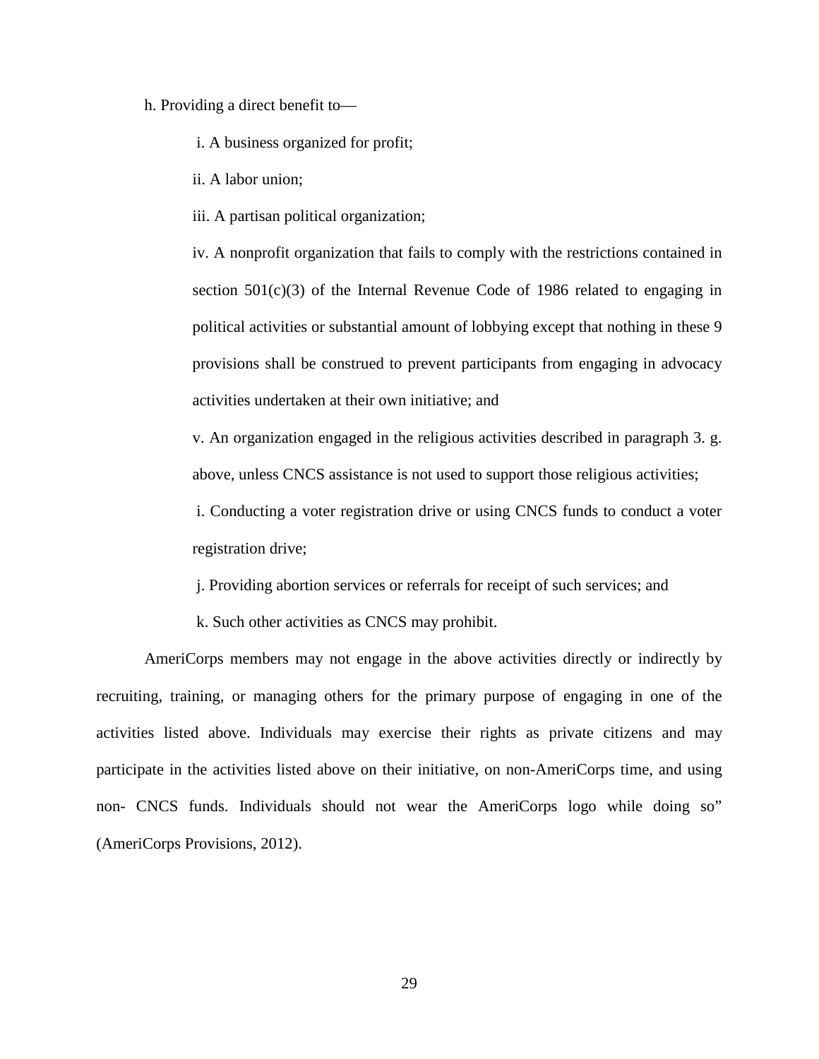h. Providing a direct benefit to—

i. A business organized for profit;

ii. A labor union;

iii. A partisan political organization;

iv. A nonprofit organization that fails to comply with the restrictions contained in section 501(c)(3) of the Internal Revenue Code of 1986 related to engaging in political activities or substantial amount of lobbying except that nothing in these 9 provisions shall be construed to prevent participants from engaging in advocacy activities undertaken at their own initiative; and

v. An organization engaged in the religious activities described in paragraph 3. g. above, unless CNCS assistance is not used to support those religious activities;

i. Conducting a voter registration drive or using CNCS funds to conduct a voter registration drive;

j. Providing abortion services or referrals for receipt of such services; and

k. Such other activities as CNCS may prohibit.

AmeriCorps members may not engage in the above activities directly or indirectly by recruiting, training, or managing others for the primary purpose of engaging in one of the activities listed above. Individuals may exercise their rights as private citizens and may participate in the activities listed above on their initiative, on non-AmeriCorps time, and using non- CNCS funds. Individuals should not wear the AmeriCorps logo while doing so" (AmeriCorps Provisions, 2012).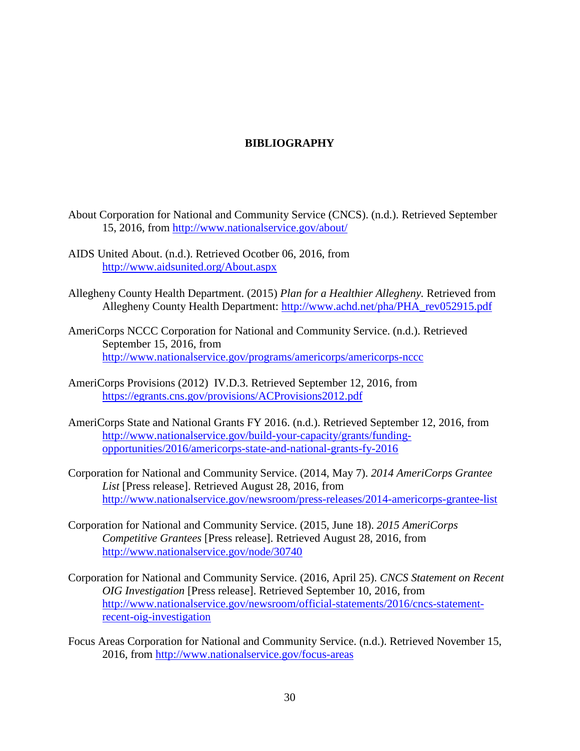# BIBLIOGRAPHY

About Corporation for National and Community Service (CNCS). (n.d.). Retrieved September 15, 2016, from http://www.nationalservice.gov/about/

AIDS United About. (n.d.). Retrieved Ocotber 06, 2016, from http://www.aidsunited.org/About.aspx

Allegheny County Health Department. (2015) *Plan for a Healthier Allegheny.* Retrieved from Allegheny County Health Department: http://www.achd.net/pha/PHA_rev052915.pdf

AmeriCorps NCCC Corporation for National and Community Service. (n.d.). Retrieved September 15, 2016, from http://www.nationalservice.gov/programs/americorps/americorps-nccc

AmeriCorps Provisions (2012) IV.D.3. Retrieved September 12, 2016, from https://egrants.cns.gov/provisions/ACProvisions2012.pdf

AmeriCorps State and National Grants FY 2016. (n.d.). Retrieved September 12, 2016, from http://www.nationalservice.gov/build-your-capacity/grants/funding-opportunities/2016/americorps-state-and-national-grants-fy-2016

Corporation for National and Community Service. (2014, May 7). *2014 AmeriCorps Grantee List* [Press release]. Retrieved August 28, 2016, from http://www.nationalservice.gov/newsroom/press-releases/2014-americorps-grantee-list

Corporation for National and Community Service. (2015, June 18). *2015 AmeriCorps Competitive Grantees* [Press release]. Retrieved August 28, 2016, from http://www.nationalservice.gov/node/30740

Corporation for National and Community Service. (2016, April 25). *CNCS Statement on Recent OIG Investigation* [Press release]. Retrieved September 10, 2016, from http://www.nationalservice.gov/newsroom/official-statements/2016/cncs-statement-recent-oig-investigation

Focus Areas Corporation for National and Community Service. (n.d.). Retrieved November 15, 2016, from http://www.nationalservice.gov/focus-areas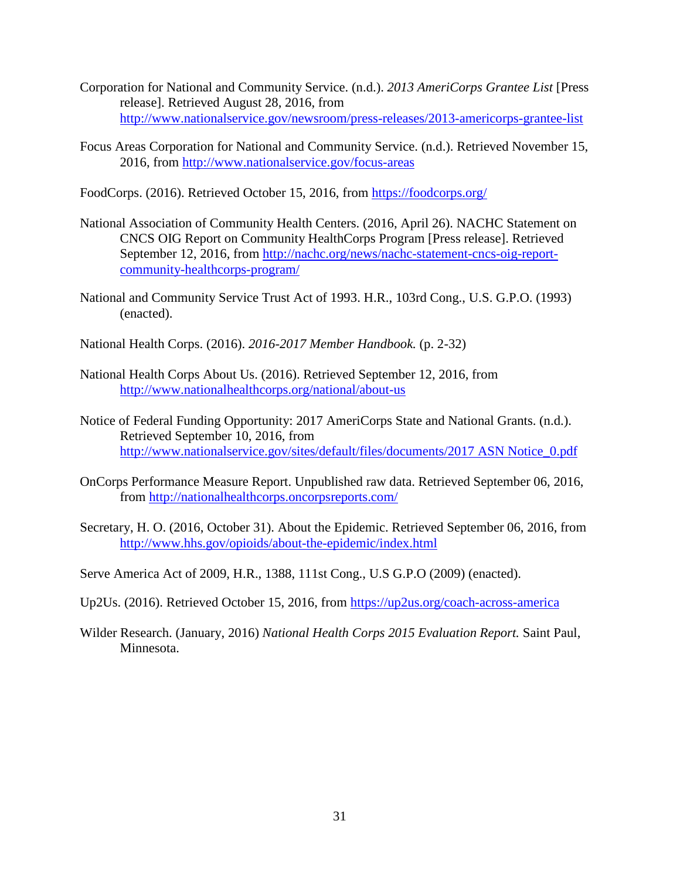Corporation for National and Community Service. (n.d.). *2013 AmeriCorps Grantee List* [Press release]. Retrieved August 28, 2016, from http://www.nationalservice.gov/newsroom/press-releases/2013-americorps-grantee-list

Focus Areas Corporation for National and Community Service. (n.d.). Retrieved November 15, 2016, from http://www.nationalservice.gov/focus-areas

FoodCorps. (2016). Retrieved October 15, 2016, from https://foodcorps.org/

National Association of Community Health Centers. (2016, April 26). NACHC Statement on CNCS OIG Report on Community HealthCorps Program [Press release]. Retrieved September 12, 2016, from http://nachc.org/news/nachc-statement-cncs-oig-report-community-healthcorps-program/

National and Community Service Trust Act of 1993. H.R., 103rd Cong., U.S. G.P.O. (1993) (enacted).

National Health Corps. (2016). *2016-2017 Member Handbook.* (p. 2-32)

National Health Corps About Us. (2016). Retrieved September 12, 2016, from http://www.nationalhealthcorps.org/national/about-us

Notice of Federal Funding Opportunity: 2017 AmeriCorps State and National Grants. (n.d.). Retrieved September 10, 2016, from http://www.nationalservice.gov/sites/default/files/documents/2017 ASN Notice_0.pdf

OnCorps Performance Measure Report. Unpublished raw data. Retrieved September 06, 2016, from http://nationalhealthcorps.oncorpsreports.com/

Secretary, H. O. (2016, October 31). About the Epidemic. Retrieved September 06, 2016, from http://www.hhs.gov/opioids/about-the-epidemic/index.html

Serve America Act of 2009, H.R., 1388, 111st Cong., U.S G.P.O (2009) (enacted).

Up2Us. (2016). Retrieved October 15, 2016, from https://up2us.org/coach-across-america

Wilder Research. (January, 2016) *National Health Corps 2015 Evaluation Report.* Saint Paul, Minnesota.